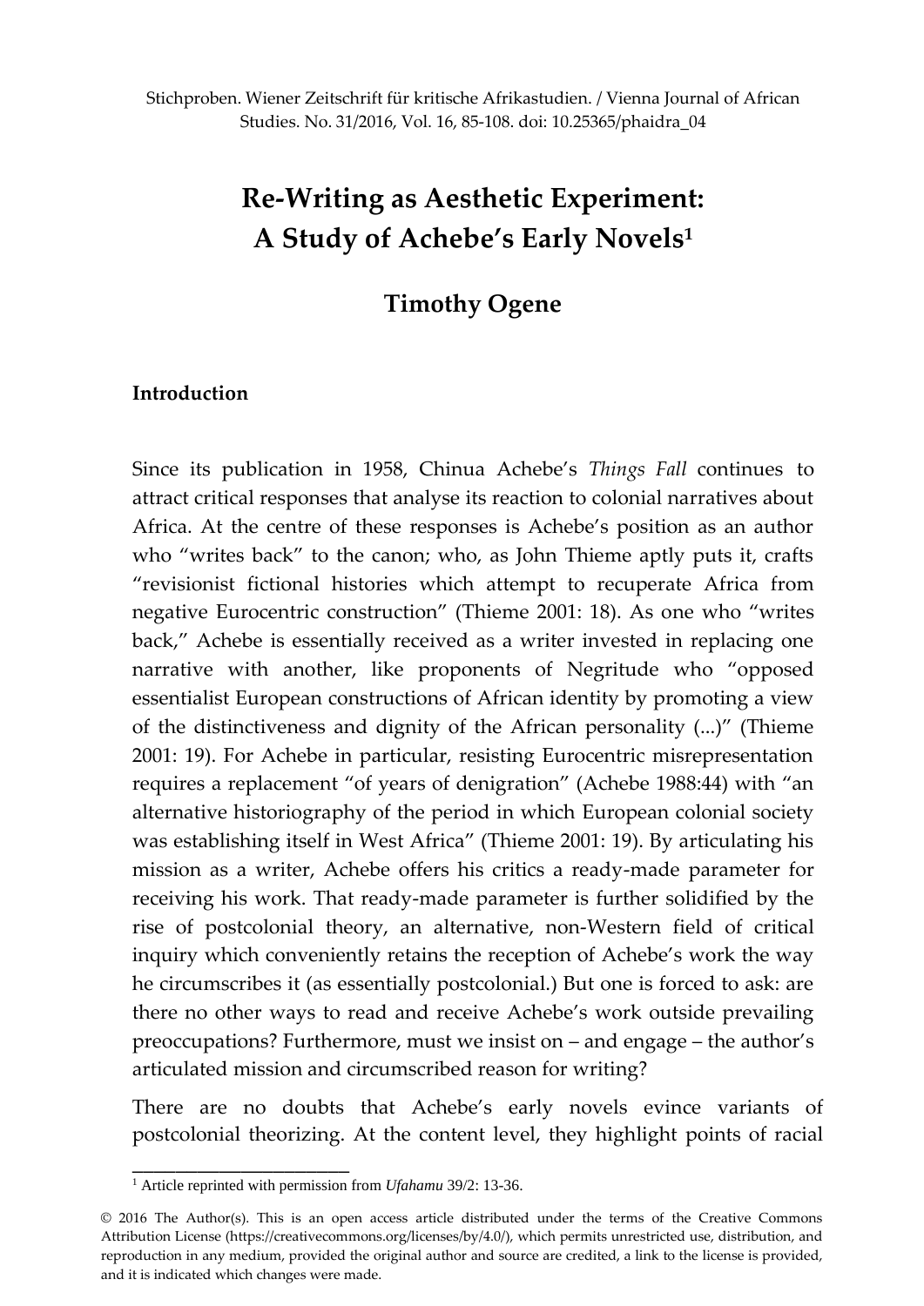Stichproben. Wiener Zeitschrift für kritische Afrikastudien. / Vienna Journal of African Studies. No. 31/2016, Vol. 16, 85-108. doi: 10.25365/phaidra_04

# Re-Writing as Aesthetic Experiment: A Study of Achebe's Early Novels[1]

## Timothy Ogene

### Introduction

Since its publication in 1958, Chinua Achebe's *Things Fall* continues to attract critical responses that analyse its reaction to colonial narratives about Africa. At the centre of these responses is Achebe's position as an author who "writes back" to the canon; who, as John Thieme aptly puts it, crafts "revisionist fictional histories which attempt to recuperate Africa from negative Eurocentric construction" (Thieme 2001: 18). As one who "writes back," Achebe is essentially received as a writer invested in replacing one narrative with another, like proponents of Negritude who "opposed essentialist European constructions of African identity by promoting a view of the distinctiveness and dignity of the African personality (...)" (Thieme 2001: 19). For Achebe in particular, resisting Eurocentric misrepresentation requires a replacement "of years of denigration" (Achebe 1988:44) with "an alternative historiography of the period in which European colonial society was establishing itself in West Africa" (Thieme 2001: 19). By articulating his mission as a writer, Achebe offers his critics a ready-made parameter for receiving his work. That ready-made parameter is further solidified by the rise of postcolonial theory, an alternative, non-Western field of critical inquiry which conveniently retains the reception of Achebe's work the way he circumscribes it (as essentially postcolonial.) But one is forced to ask: are there no other ways to read and receive Achebe's work outside prevailing preoccupations? Furthermore, must we insist on – and engage – the author's articulated mission and circumscribed reason for writing?

There are no doubts that Achebe's early novels evince variants of postcolonial theorizing. At the content level, they highlight points of racial

[1] Article reprinted with permission from *Ufahamu* 39/2: 13-36.

© 2016 The Author(s). This is an open access article distributed under the terms of the Creative Commons Attribution License (https://creativecommons.org/licenses/by/4.0/), which permits unrestricted use, distribution, and reproduction in any medium, provided the original author and source are credited, a link to the license is provided, and it is indicated which changes were made.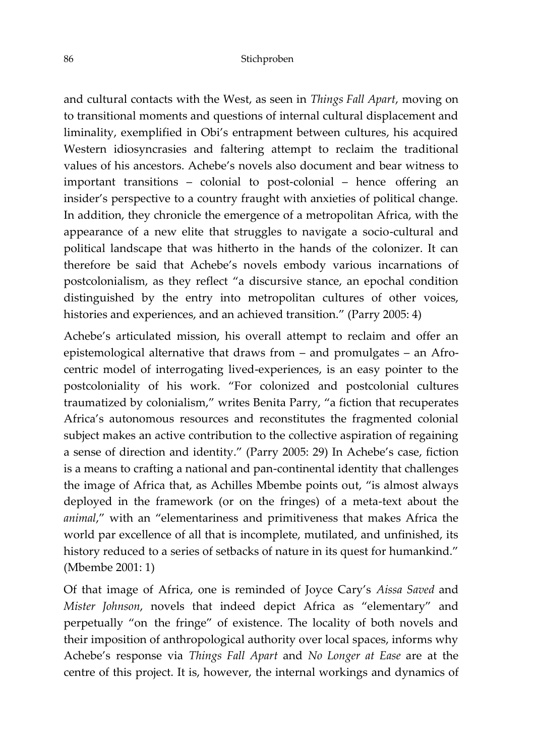and cultural contacts with the West, as seen in *Things Fall Apart*, moving on to transitional moments and questions of internal cultural displacement and liminality, exemplified in Obi's entrapment between cultures, his acquired Western idiosyncrasies and faltering attempt to reclaim the traditional values of his ancestors. Achebe's novels also document and bear witness to important transitions – colonial to post-colonial – hence offering an insider's perspective to a country fraught with anxieties of political change. In addition, they chronicle the emergence of a metropolitan Africa, with the appearance of a new elite that struggles to navigate a socio-cultural and political landscape that was hitherto in the hands of the colonizer. It can therefore be said that Achebe's novels embody various incarnations of postcolonialism, as they reflect "a discursive stance, an epochal condition distinguished by the entry into metropolitan cultures of other voices, histories and experiences, and an achieved transition." (Parry 2005: 4)

Achebe's articulated mission, his overall attempt to reclaim and offer an epistemological alternative that draws from – and promulgates – an Afro-centric model of interrogating lived-experiences, is an easy pointer to the postcoloniality of his work. "For colonized and postcolonial cultures traumatized by colonialism," writes Benita Parry, "a fiction that recuperates Africa's autonomous resources and reconstitutes the fragmented colonial subject makes an active contribution to the collective aspiration of regaining a sense of direction and identity." (Parry 2005: 29) In Achebe's case, fiction is a means to crafting a national and pan-continental identity that challenges the image of Africa that, as Achilles Mbembe points out, "is almost always deployed in the framework (or on the fringes) of a meta-text about the *animal*," with an "elementariness and primitiveness that makes Africa the world par excellence of all that is incomplete, mutilated, and unfinished, its history reduced to a series of setbacks of nature in its quest for humankind." (Mbembe 2001: 1)

Of that image of Africa, one is reminded of Joyce Cary's *Aissa Saved* and *Mister Johnson*, novels that indeed depict Africa as "elementary" and perpetually "on the fringe" of existence. The locality of both novels and their imposition of anthropological authority over local spaces, informs why Achebe's response via *Things Fall Apart* and *No Longer at Ease* are at the centre of this project. It is, however, the internal workings and dynamics of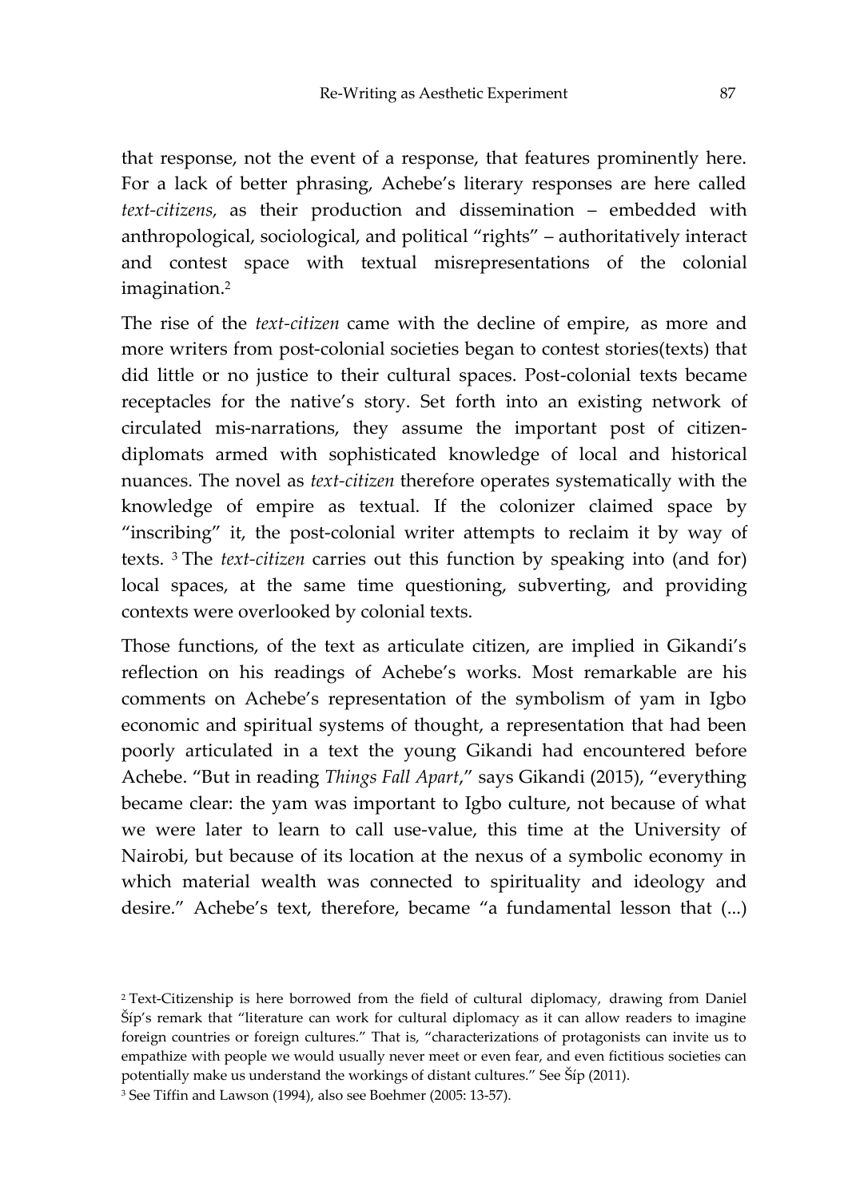that response, not the event of a response, that features prominently here. For a lack of better phrasing, Achebe's literary responses are here called *text-citizens,* as their production and dissemination – embedded with anthropological, sociological, and political "rights" – authoritatively interact and contest space with textual misrepresentations of the colonial imagination.[2]

The rise of the *text-citizen* came with the decline of empire, as more and more writers from post-colonial societies began to contest stories(texts) that did little or no justice to their cultural spaces. Post-colonial texts became receptacles for the native's story. Set forth into an existing network of circulated mis-narrations, they assume the important post of citizen-diplomats armed with sophisticated knowledge of local and historical nuances. The novel as *text-citizen* therefore operates systematically with the knowledge of empire as textual. If the colonizer claimed space by "inscribing" it, the post-colonial writer attempts to reclaim it by way of texts. [3] The *text-citizen* carries out this function by speaking into (and for) local spaces, at the same time questioning, subverting, and providing contexts were overlooked by colonial texts.

Those functions, of the text as articulate citizen, are implied in Gikandi's reflection on his readings of Achebe's works. Most remarkable are his comments on Achebe's representation of the symbolism of yam in Igbo economic and spiritual systems of thought, a representation that had been poorly articulated in a text the young Gikandi had encountered before Achebe. "But in reading *Things Fall Apart*," says Gikandi (2015), "everything became clear: the yam was important to Igbo culture, not because of what we were later to learn to call use-value, this time at the University of Nairobi, but because of its location at the nexus of a symbolic economy in which material wealth was connected to spirituality and ideology and desire." Achebe's text, therefore, became "a fundamental lesson that (...)

[2] Text-Citizenship is here borrowed from the field of cultural diplomacy, drawing from Daniel Šíp's remark that "literature can work for cultural diplomacy as it can allow readers to imagine foreign countries or foreign cultures." That is, "characterizations of protagonists can invite us to empathize with people we would usually never meet or even fear, and even fictitious societies can potentially make us understand the workings of distant cultures." See Šíp (2011).

[3] See Tiffin and Lawson (1994), also see Boehmer (2005: 13-57).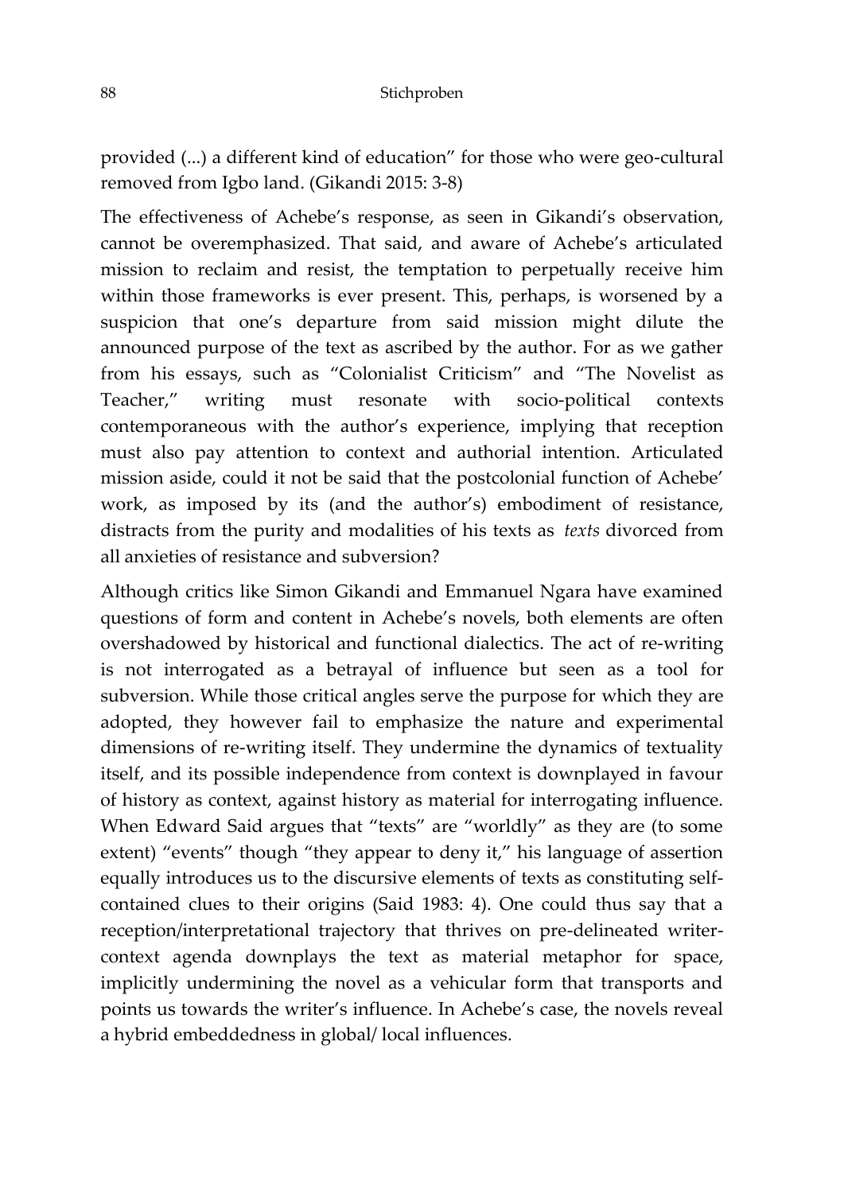provided (...) a different kind of education" for those who were geo-cultural removed from Igbo land. (Gikandi 2015: 3-8)

The effectiveness of Achebe's response, as seen in Gikandi's observation, cannot be overemphasized. That said, and aware of Achebe's articulated mission to reclaim and resist, the temptation to perpetually receive him within those frameworks is ever present. This, perhaps, is worsened by a suspicion that one's departure from said mission might dilute the announced purpose of the text as ascribed by the author. For as we gather from his essays, such as "Colonialist Criticism" and "The Novelist as Teacher," writing must resonate with socio-political contexts contemporaneous with the author's experience, implying that reception must also pay attention to context and authorial intention. Articulated mission aside, could it not be said that the postcolonial function of Achebe' work, as imposed by its (and the author's) embodiment of resistance, distracts from the purity and modalities of his texts as *texts* divorced from all anxieties of resistance and subversion?

Although critics like Simon Gikandi and Emmanuel Ngara have examined questions of form and content in Achebe's novels, both elements are often overshadowed by historical and functional dialectics. The act of re-writing is not interrogated as a betrayal of influence but seen as a tool for subversion. While those critical angles serve the purpose for which they are adopted, they however fail to emphasize the nature and experimental dimensions of re-writing itself. They undermine the dynamics of textuality itself, and its possible independence from context is downplayed in favour of history as context, against history as material for interrogating influence. When Edward Said argues that "texts" are "worldly" as they are (to some extent) "events" though "they appear to deny it," his language of assertion equally introduces us to the discursive elements of texts as constituting self-contained clues to their origins (Said 1983: 4). One could thus say that a reception/interpretational trajectory that thrives on pre-delineated writer-context agenda downplays the text as material metaphor for space, implicitly undermining the novel as a vehicular form that transports and points us towards the writer's influence. In Achebe's case, the novels reveal a hybrid embeddedness in global/ local influences.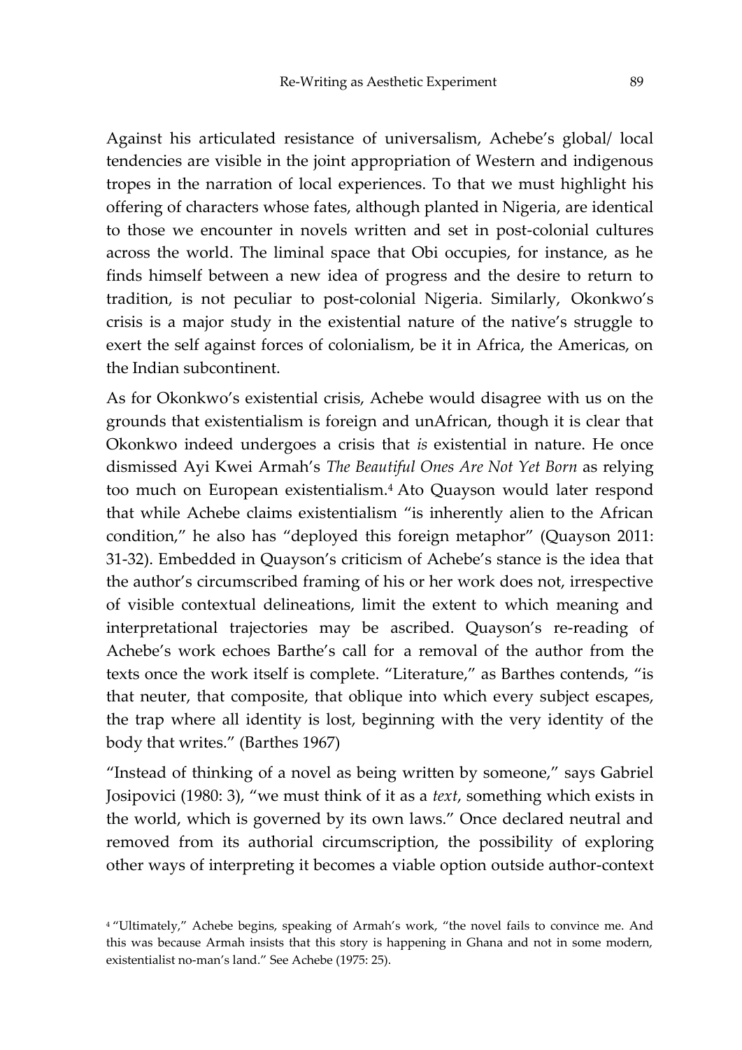Against his articulated resistance of universalism, Achebe's global/ local tendencies are visible in the joint appropriation of Western and indigenous tropes in the narration of local experiences. To that we must highlight his offering of characters whose fates, although planted in Nigeria, are identical to those we encounter in novels written and set in post-colonial cultures across the world. The liminal space that Obi occupies, for instance, as he finds himself between a new idea of progress and the desire to return to tradition, is not peculiar to post-colonial Nigeria. Similarly, Okonkwo's crisis is a major study in the existential nature of the native's struggle to exert the self against forces of colonialism, be it in Africa, the Americas, on the Indian subcontinent.

As for Okonkwo's existential crisis, Achebe would disagree with us on the grounds that existentialism is foreign and unAfrican, though it is clear that Okonkwo indeed undergoes a crisis that *is* existential in nature. He once dismissed Ayi Kwei Armah's *The Beautiful Ones Are Not Yet Born* as relying too much on European existentialism.[4] Ato Quayson would later respond that while Achebe claims existentialism "is inherently alien to the African condition," he also has "deployed this foreign metaphor" (Quayson 2011: 31-32). Embedded in Quayson's criticism of Achebe's stance is the idea that the author's circumscribed framing of his or her work does not, irrespective of visible contextual delineations, limit the extent to which meaning and interpretational trajectories may be ascribed. Quayson's re-reading of Achebe's work echoes Barthe's call for a removal of the author from the texts once the work itself is complete. "Literature," as Barthes contends, "is that neuter, that composite, that oblique into which every subject escapes, the trap where all identity is lost, beginning with the very identity of the body that writes." (Barthes 1967)

"Instead of thinking of a novel as being written by someone," says Gabriel Josipovici (1980: 3), "we must think of it as a *text*, something which exists in the world, which is governed by its own laws." Once declared neutral and removed from its authorial circumscription, the possibility of exploring other ways of interpreting it becomes a viable option outside author-context

[4] "Ultimately," Achebe begins, speaking of Armah's work, "the novel fails to convince me. And this was because Armah insists that this story is happening in Ghana and not in some modern, existentialist no-man's land." See Achebe (1975: 25).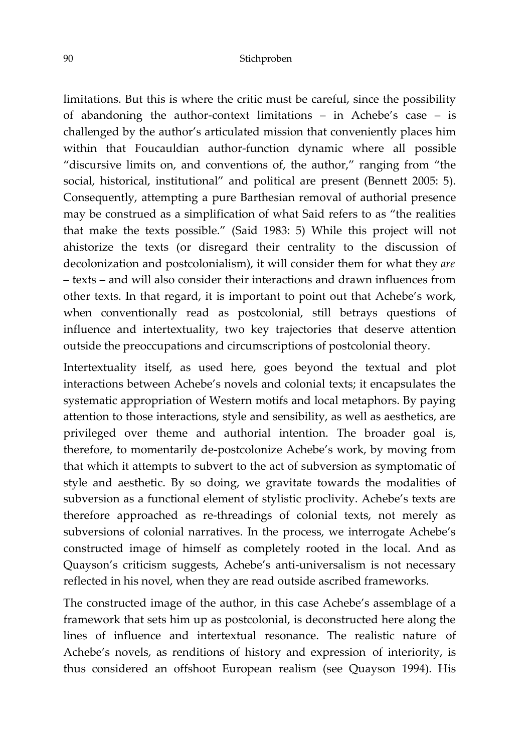limitations. But this is where the critic must be careful, since the possibility of abandoning the author-context limitations – in Achebe's case – is challenged by the author's articulated mission that conveniently places him within that Foucauldian author-function dynamic where all possible "discursive limits on, and conventions of, the author," ranging from "the social, historical, institutional" and political are present (Bennett 2005: 5). Consequently, attempting a pure Barthesian removal of authorial presence may be construed as a simplification of what Said refers to as "the realities that make the texts possible." (Said 1983: 5) While this project will not ahistorize the texts (or disregard their centrality to the discussion of decolonization and postcolonialism), it will consider them for what they *are* – texts – and will also consider their interactions and drawn influences from other texts. In that regard, it is important to point out that Achebe's work, when conventionally read as postcolonial, still betrays questions of influence and intertextuality, two key trajectories that deserve attention outside the preoccupations and circumscriptions of postcolonial theory.

Intertextuality itself, as used here, goes beyond the textual and plot interactions between Achebe's novels and colonial texts; it encapsulates the systematic appropriation of Western motifs and local metaphors. By paying attention to those interactions, style and sensibility, as well as aesthetics, are privileged over theme and authorial intention. The broader goal is, therefore, to momentarily de-postcolonize Achebe's work, by moving from that which it attempts to subvert to the act of subversion as symptomatic of style and aesthetic. By so doing, we gravitate towards the modalities of subversion as a functional element of stylistic proclivity. Achebe's texts are therefore approached as re-threadings of colonial texts, not merely as subversions of colonial narratives. In the process, we interrogate Achebe's constructed image of himself as completely rooted in the local. And as Quayson's criticism suggests, Achebe's anti-universalism is not necessary reflected in his novel, when they are read outside ascribed frameworks.

The constructed image of the author, in this case Achebe's assemblage of a framework that sets him up as postcolonial, is deconstructed here along the lines of influence and intertextual resonance. The realistic nature of Achebe's novels, as renditions of history and expression of interiority, is thus considered an offshoot European realism (see Quayson 1994). His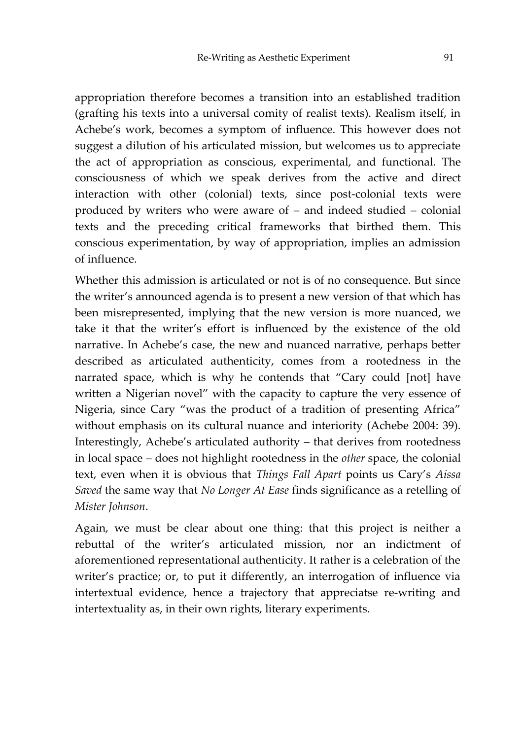appropriation therefore becomes a transition into an established tradition (grafting his texts into a universal comity of realist texts). Realism itself, in Achebe's work, becomes a symptom of influence. This however does not suggest a dilution of his articulated mission, but welcomes us to appreciate the act of appropriation as conscious, experimental, and functional. The consciousness of which we speak derives from the active and direct interaction with other (colonial) texts, since post-colonial texts were produced by writers who were aware of – and indeed studied – colonial texts and the preceding critical frameworks that birthed them. This conscious experimentation, by way of appropriation, implies an admission of influence.

Whether this admission is articulated or not is of no consequence. But since the writer's announced agenda is to present a new version of that which has been misrepresented, implying that the new version is more nuanced, we take it that the writer's effort is influenced by the existence of the old narrative. In Achebe's case, the new and nuanced narrative, perhaps better described as articulated authenticity, comes from a rootedness in the narrated space, which is why he contends that "Cary could [not] have written a Nigerian novel" with the capacity to capture the very essence of Nigeria, since Cary "was the product of a tradition of presenting Africa" without emphasis on its cultural nuance and interiority (Achebe 2004: 39). Interestingly, Achebe's articulated authority – that derives from rootedness in local space – does not highlight rootedness in the *other* space, the colonial text, even when it is obvious that *Things Fall Apart* points us Cary's *Aissa Saved* the same way that *No Longer At Ease* finds significance as a retelling of *Mister Johnson*.

Again, we must be clear about one thing: that this project is neither a rebuttal of the writer's articulated mission, nor an indictment of aforementioned representational authenticity. It rather is a celebration of the writer's practice; or, to put it differently, an interrogation of influence via intertextual evidence, hence a trajectory that appreciatse re-writing and intertextuality as, in their own rights, literary experiments.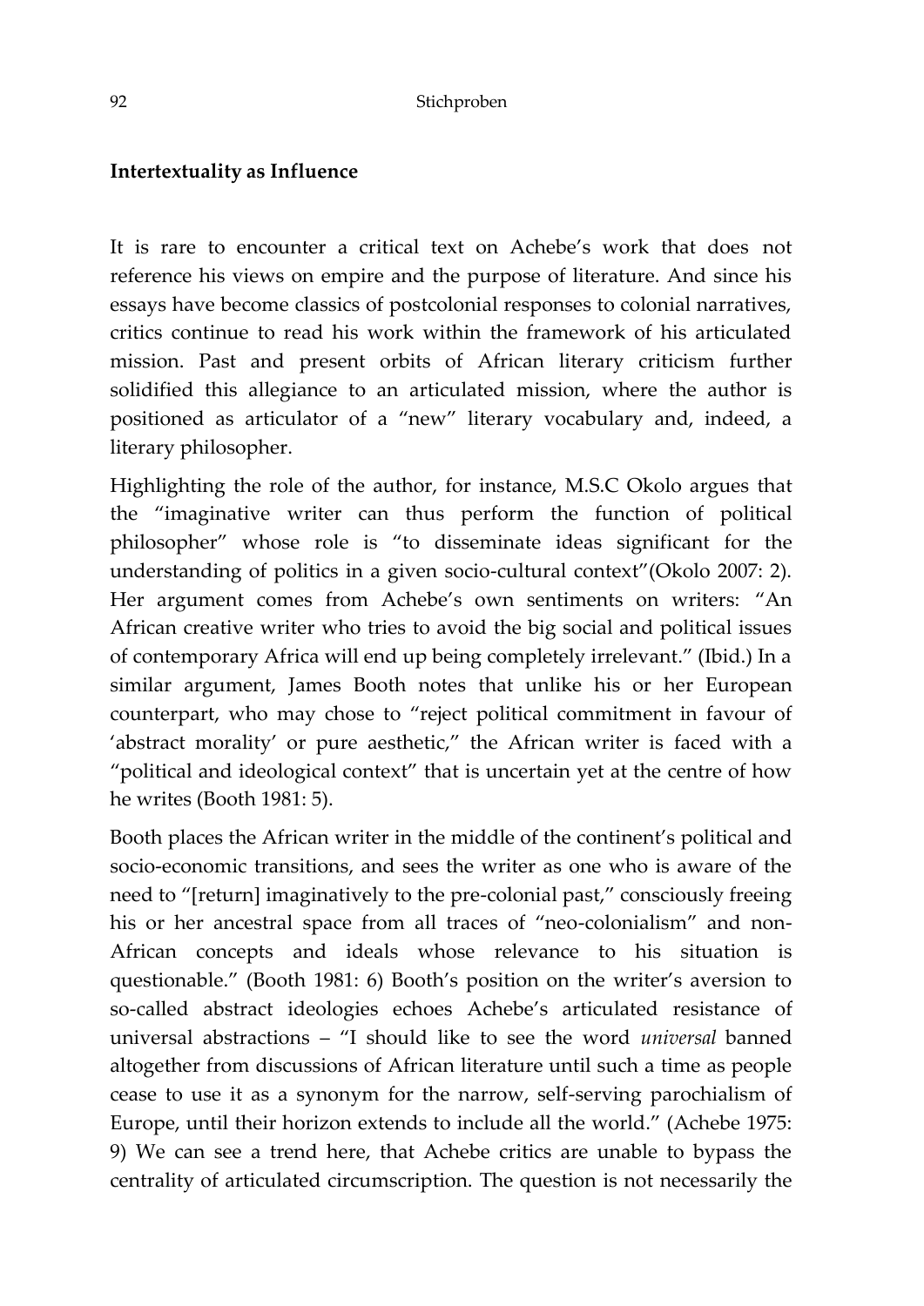## Intertextuality as Influence

It is rare to encounter a critical text on Achebe's work that does not reference his views on empire and the purpose of literature. And since his essays have become classics of postcolonial responses to colonial narratives, critics continue to read his work within the framework of his articulated mission. Past and present orbits of African literary criticism further solidified this allegiance to an articulated mission, where the author is positioned as articulator of a "new" literary vocabulary and, indeed, a literary philosopher.

Highlighting the role of the author, for instance, M.S.C Okolo argues that the "imaginative writer can thus perform the function of political philosopher" whose role is "to disseminate ideas significant for the understanding of politics in a given socio-cultural context"(Okolo 2007: 2). Her argument comes from Achebe's own sentiments on writers: "An African creative writer who tries to avoid the big social and political issues of contemporary Africa will end up being completely irrelevant." (Ibid.) In a similar argument, James Booth notes that unlike his or her European counterpart, who may chose to "reject political commitment in favour of 'abstract morality' or pure aesthetic," the African writer is faced with a "political and ideological context" that is uncertain yet at the centre of how he writes (Booth 1981: 5).

Booth places the African writer in the middle of the continent's political and socio-economic transitions, and sees the writer as one who is aware of the need to "[return] imaginatively to the pre-colonial past," consciously freeing his or her ancestral space from all traces of "neo-colonialism" and non-African concepts and ideals whose relevance to his situation is questionable." (Booth 1981: 6) Booth's position on the writer's aversion to so-called abstract ideologies echoes Achebe's articulated resistance of universal abstractions – "I should like to see the word *universal* banned altogether from discussions of African literature until such a time as people cease to use it as a synonym for the narrow, self-serving parochialism of Europe, until their horizon extends to include all the world." (Achebe 1975: 9) We can see a trend here, that Achebe critics are unable to bypass the centrality of articulated circumscription. The question is not necessarily the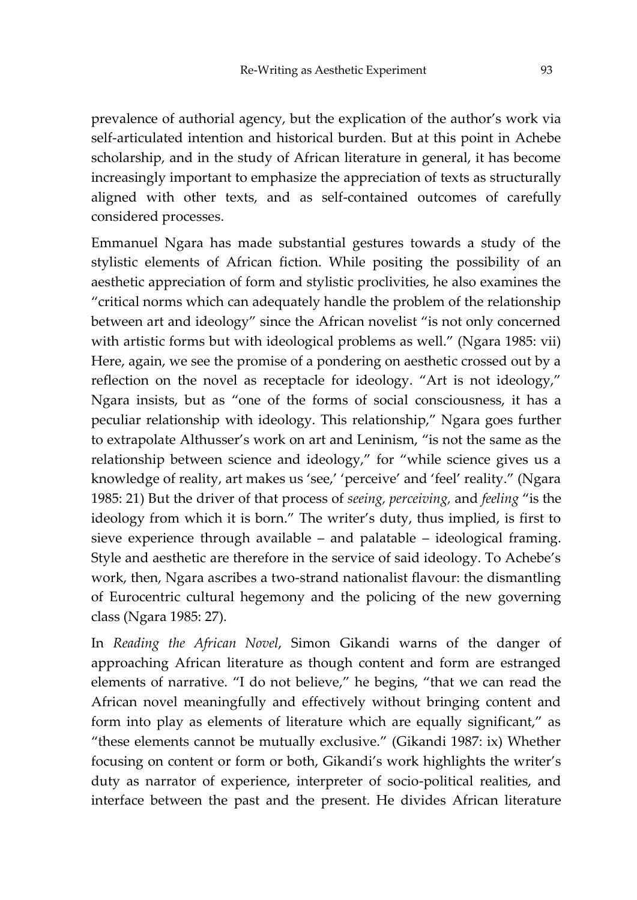prevalence of authorial agency, but the explication of the author's work via self-articulated intention and historical burden. But at this point in Achebe scholarship, and in the study of African literature in general, it has become increasingly important to emphasize the appreciation of texts as structurally aligned with other texts, and as self-contained outcomes of carefully considered processes.

Emmanuel Ngara has made substantial gestures towards a study of the stylistic elements of African fiction. While positing the possibility of an aesthetic appreciation of form and stylistic proclivities, he also examines the "critical norms which can adequately handle the problem of the relationship between art and ideology" since the African novelist "is not only concerned with artistic forms but with ideological problems as well." (Ngara 1985: vii) Here, again, we see the promise of a pondering on aesthetic crossed out by a reflection on the novel as receptacle for ideology. "Art is not ideology," Ngara insists, but as "one of the forms of social consciousness, it has a peculiar relationship with ideology. This relationship," Ngara goes further to extrapolate Althusser's work on art and Leninism, "is not the same as the relationship between science and ideology," for "while science gives us a knowledge of reality, art makes us 'see,' 'perceive' and 'feel' reality." (Ngara 1985: 21) But the driver of that process of *seeing, perceiving,* and *feeling* "is the ideology from which it is born." The writer's duty, thus implied, is first to sieve experience through available – and palatable – ideological framing. Style and aesthetic are therefore in the service of said ideology. To Achebe's work, then, Ngara ascribes a two-strand nationalist flavour: the dismantling of Eurocentric cultural hegemony and the policing of the new governing class (Ngara 1985: 27).

In *Reading the African Novel*, Simon Gikandi warns of the danger of approaching African literature as though content and form are estranged elements of narrative. "I do not believe," he begins, "that we can read the African novel meaningfully and effectively without bringing content and form into play as elements of literature which are equally significant," as "these elements cannot be mutually exclusive." (Gikandi 1987: ix) Whether focusing on content or form or both, Gikandi's work highlights the writer's duty as narrator of experience, interpreter of socio-political realities, and interface between the past and the present. He divides African literature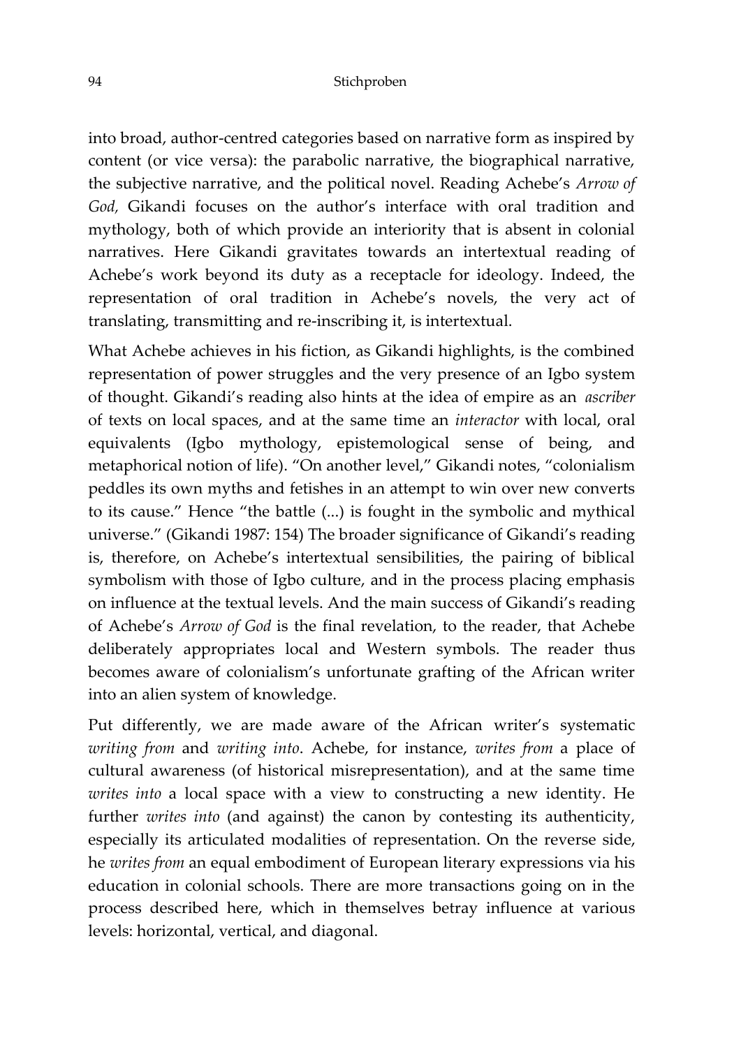into broad, author-centred categories based on narrative form as inspired by content (or vice versa): the parabolic narrative, the biographical narrative, the subjective narrative, and the political novel. Reading Achebe's *Arrow of God,* Gikandi focuses on the author's interface with oral tradition and mythology, both of which provide an interiority that is absent in colonial narratives. Here Gikandi gravitates towards an intertextual reading of Achebe's work beyond its duty as a receptacle for ideology. Indeed, the representation of oral tradition in Achebe's novels, the very act of translating, transmitting and re-inscribing it, is intertextual.

What Achebe achieves in his fiction, as Gikandi highlights, is the combined representation of power struggles and the very presence of an Igbo system of thought. Gikandi's reading also hints at the idea of empire as an *ascriber* of texts on local spaces, and at the same time an *interactor* with local, oral equivalents (Igbo mythology, epistemological sense of being, and metaphorical notion of life). "On another level," Gikandi notes, "colonialism peddles its own myths and fetishes in an attempt to win over new converts to its cause." Hence "the battle (...) is fought in the symbolic and mythical universe." (Gikandi 1987: 154) The broader significance of Gikandi's reading is, therefore, on Achebe's intertextual sensibilities, the pairing of biblical symbolism with those of Igbo culture, and in the process placing emphasis on influence at the textual levels. And the main success of Gikandi's reading of Achebe's *Arrow of God* is the final revelation, to the reader, that Achebe deliberately appropriates local and Western symbols. The reader thus becomes aware of colonialism's unfortunate grafting of the African writer into an alien system of knowledge.

Put differently, we are made aware of the African writer's systematic *writing from* and *writing into*. Achebe, for instance, *writes from* a place of cultural awareness (of historical misrepresentation), and at the same time *writes into* a local space with a view to constructing a new identity. He further *writes into* (and against) the canon by contesting its authenticity, especially its articulated modalities of representation. On the reverse side, he *writes from* an equal embodiment of European literary expressions via his education in colonial schools. There are more transactions going on in the process described here, which in themselves betray influence at various levels: horizontal, vertical, and diagonal.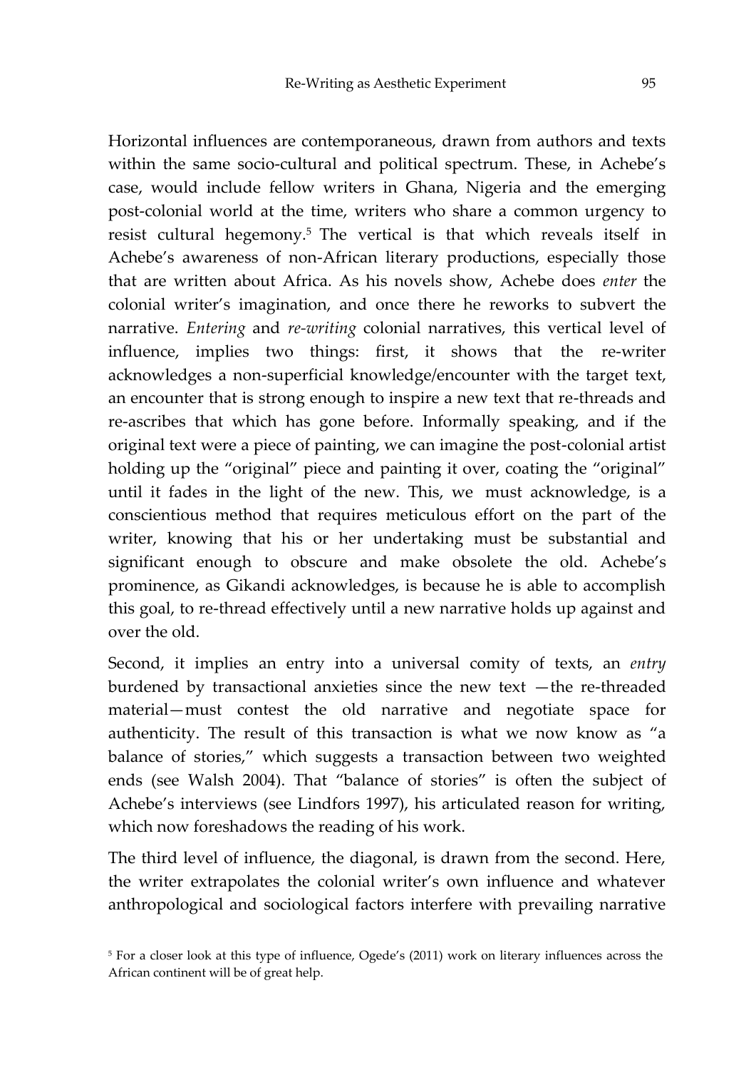Horizontal influences are contemporaneous, drawn from authors and texts within the same socio-cultural and political spectrum. These, in Achebe's case, would include fellow writers in Ghana, Nigeria and the emerging post-colonial world at the time, writers who share a common urgency to resist cultural hegemony.[5] The vertical is that which reveals itself in Achebe's awareness of non-African literary productions, especially those that are written about Africa. As his novels show, Achebe does *enter* the colonial writer's imagination, and once there he reworks to subvert the narrative. *Entering* and *re-writing* colonial narratives, this vertical level of influence, implies two things: first, it shows that the re-writer acknowledges a non-superficial knowledge/encounter with the target text, an encounter that is strong enough to inspire a new text that re-threads and re-ascribes that which has gone before. Informally speaking, and if the original text were a piece of painting, we can imagine the post-colonial artist holding up the "original" piece and painting it over, coating the "original" until it fades in the light of the new. This, we must acknowledge, is a conscientious method that requires meticulous effort on the part of the writer, knowing that his or her undertaking must be substantial and significant enough to obscure and make obsolete the old. Achebe's prominence, as Gikandi acknowledges, is because he is able to accomplish this goal, to re-thread effectively until a new narrative holds up against and over the old.

Second, it implies an entry into a universal comity of texts, an *entry* burdened by transactional anxieties since the new text —the re-threaded material—must contest the old narrative and negotiate space for authenticity. The result of this transaction is what we now know as "a balance of stories," which suggests a transaction between two weighted ends (see Walsh 2004). That "balance of stories" is often the subject of Achebe's interviews (see Lindfors 1997), his articulated reason for writing, which now foreshadows the reading of his work.

The third level of influence, the diagonal, is drawn from the second. Here, the writer extrapolates the colonial writer's own influence and whatever anthropological and sociological factors interfere with prevailing narrative

[5] For a closer look at this type of influence, Ogede's (2011) work on literary influences across the African continent will be of great help.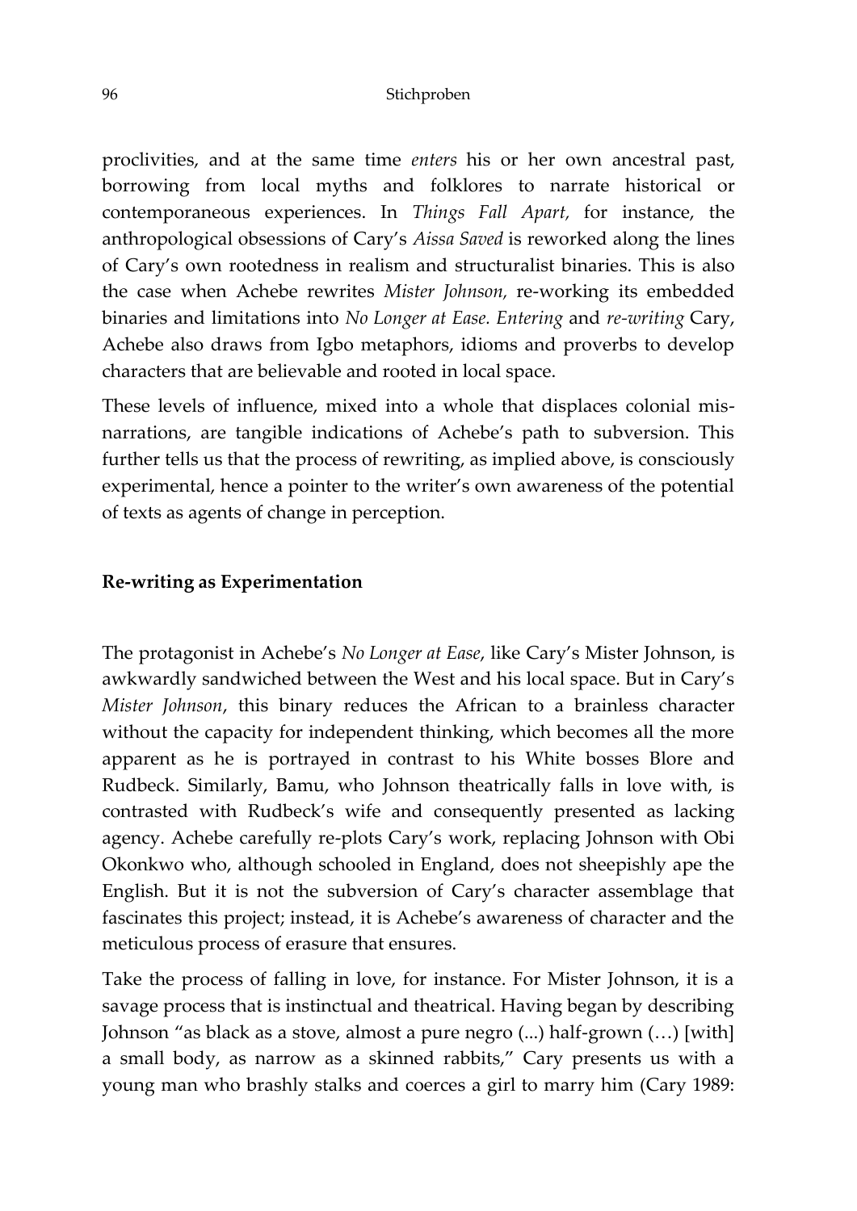proclivities, and at the same time *enters* his or her own ancestral past, borrowing from local myths and folklores to narrate historical or contemporaneous experiences. In *Things Fall Apart,* for instance, the anthropological obsessions of Cary's *Aissa Saved* is reworked along the lines of Cary's own rootedness in realism and structuralist binaries. This is also the case when Achebe rewrites *Mister Johnson,* re-working its embedded binaries and limitations into *No Longer at Ease. Entering* and *re-writing* Cary, Achebe also draws from Igbo metaphors, idioms and proverbs to develop characters that are believable and rooted in local space.

These levels of influence, mixed into a whole that displaces colonial mis-narrations, are tangible indications of Achebe's path to subversion. This further tells us that the process of rewriting, as implied above, is consciously experimental, hence a pointer to the writer's own awareness of the potential of texts as agents of change in perception.

## Re-writing as Experimentation

The protagonist in Achebe's *No Longer at Ease*, like Cary's Mister Johnson, is awkwardly sandwiched between the West and his local space. But in Cary's *Mister Johnson*, this binary reduces the African to a brainless character without the capacity for independent thinking, which becomes all the more apparent as he is portrayed in contrast to his White bosses Blore and Rudbeck. Similarly, Bamu, who Johnson theatrically falls in love with, is contrasted with Rudbeck's wife and consequently presented as lacking agency. Achebe carefully re-plots Cary's work, replacing Johnson with Obi Okonkwo who, although schooled in England, does not sheepishly ape the English. But it is not the subversion of Cary's character assemblage that fascinates this project; instead, it is Achebe's awareness of character and the meticulous process of erasure that ensures.

Take the process of falling in love, for instance. For Mister Johnson, it is a savage process that is instinctual and theatrical. Having began by describing Johnson "as black as a stove, almost a pure negro (...) half-grown (…) [with] a small body, as narrow as a skinned rabbits," Cary presents us with a young man who brashly stalks and coerces a girl to marry him (Cary 1989: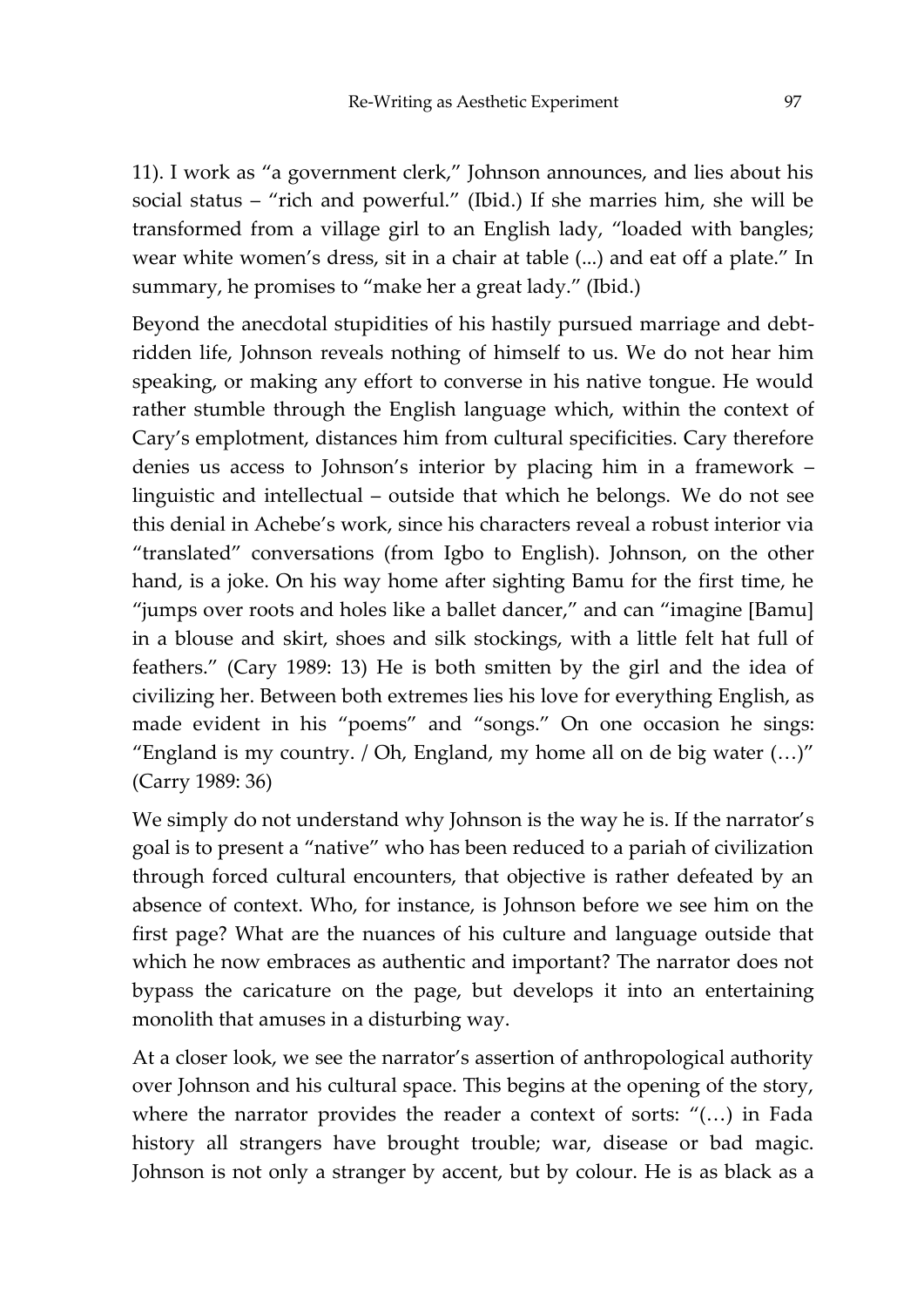11). I work as "a government clerk," Johnson announces, and lies about his social status – "rich and powerful." (Ibid.) If she marries him, she will be transformed from a village girl to an English lady, "loaded with bangles; wear white women's dress, sit in a chair at table (...) and eat off a plate." In summary, he promises to "make her a great lady." (Ibid.)

Beyond the anecdotal stupidities of his hastily pursued marriage and debt-ridden life, Johnson reveals nothing of himself to us. We do not hear him speaking, or making any effort to converse in his native tongue. He would rather stumble through the English language which, within the context of Cary's emplotment, distances him from cultural specificities. Cary therefore denies us access to Johnson's interior by placing him in a framework – linguistic and intellectual – outside that which he belongs. We do not see this denial in Achebe's work, since his characters reveal a robust interior via "translated" conversations (from Igbo to English). Johnson, on the other hand, is a joke. On his way home after sighting Bamu for the first time, he "jumps over roots and holes like a ballet dancer," and can "imagine [Bamu] in a blouse and skirt, shoes and silk stockings, with a little felt hat full of feathers." (Cary 1989: 13) He is both smitten by the girl and the idea of civilizing her. Between both extremes lies his love for everything English, as made evident in his "poems" and "songs." On one occasion he sings: "England is my country. / Oh, England, my home all on de big water (…)" (Carry 1989: 36)

We simply do not understand why Johnson is the way he is. If the narrator's goal is to present a "native" who has been reduced to a pariah of civilization through forced cultural encounters, that objective is rather defeated by an absence of context. Who, for instance, is Johnson before we see him on the first page? What are the nuances of his culture and language outside that which he now embraces as authentic and important? The narrator does not bypass the caricature on the page, but develops it into an entertaining monolith that amuses in a disturbing way.

At a closer look, we see the narrator's assertion of anthropological authority over Johnson and his cultural space. This begins at the opening of the story, where the narrator provides the reader a context of sorts: "(…) in Fada history all strangers have brought trouble; war, disease or bad magic. Johnson is not only a stranger by accent, but by colour. He is as black as a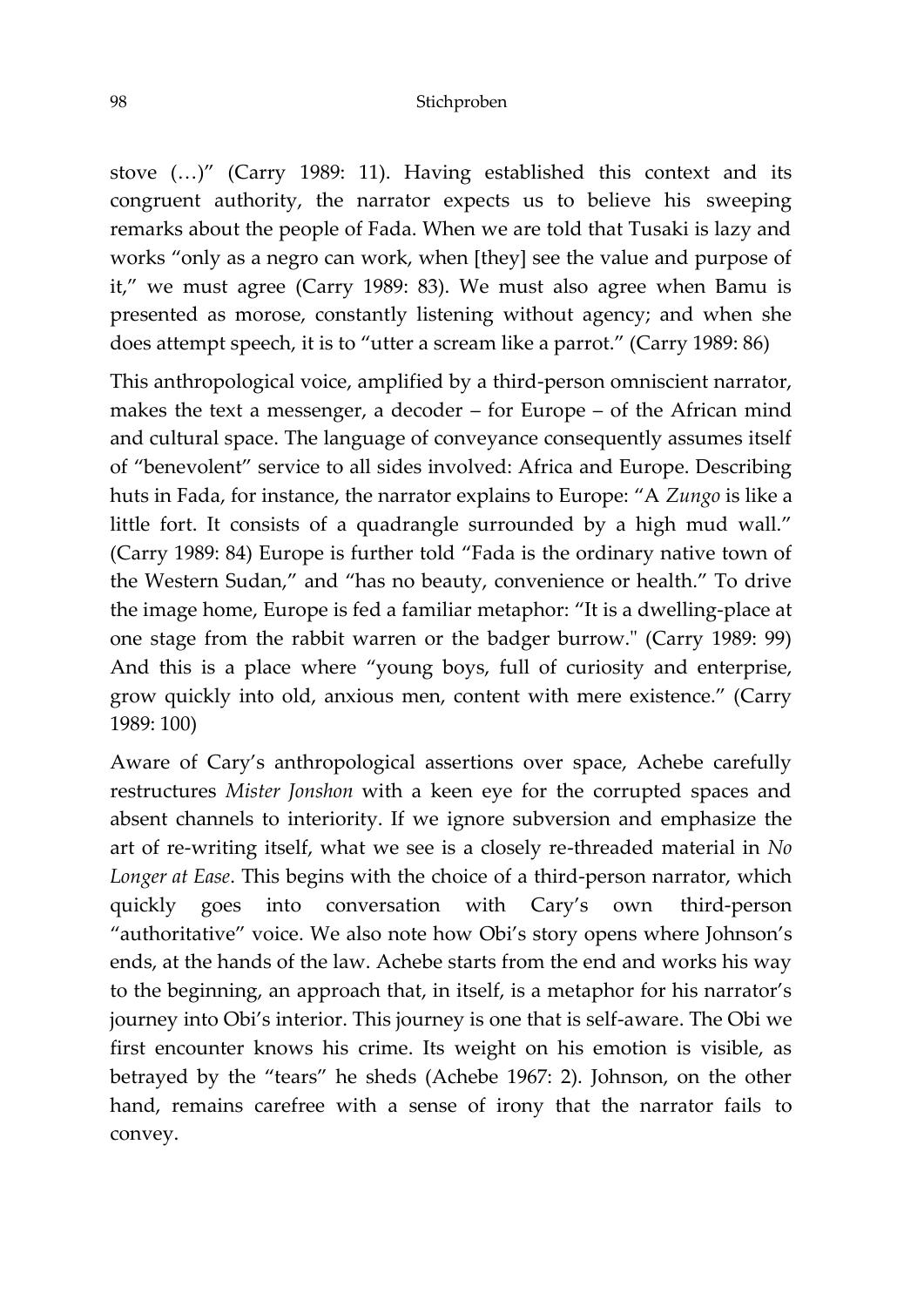stove (…)" (Carry 1989: 11). Having established this context and its congruent authority, the narrator expects us to believe his sweeping remarks about the people of Fada. When we are told that Tusaki is lazy and works "only as a negro can work, when [they] see the value and purpose of it," we must agree (Carry 1989: 83). We must also agree when Bamu is presented as morose, constantly listening without agency; and when she does attempt speech, it is to "utter a scream like a parrot." (Carry 1989: 86)

This anthropological voice, amplified by a third-person omniscient narrator, makes the text a messenger, a decoder – for Europe – of the African mind and cultural space. The language of conveyance consequently assumes itself of "benevolent" service to all sides involved: Africa and Europe. Describing huts in Fada, for instance, the narrator explains to Europe: "A *Zungo* is like a little fort. It consists of a quadrangle surrounded by a high mud wall." (Carry 1989: 84) Europe is further told "Fada is the ordinary native town of the Western Sudan," and "has no beauty, convenience or health." To drive the image home, Europe is fed a familiar metaphor: "It is a dwelling-place at one stage from the rabbit warren or the badger burrow." (Carry 1989: 99) And this is a place where "young boys, full of curiosity and enterprise, grow quickly into old, anxious men, content with mere existence." (Carry 1989: 100)

Aware of Cary's anthropological assertions over space, Achebe carefully restructures *Mister Jonshon* with a keen eye for the corrupted spaces and absent channels to interiority. If we ignore subversion and emphasize the art of re-writing itself, what we see is a closely re-threaded material in *No Longer at Ease*. This begins with the choice of a third-person narrator, which quickly goes into conversation with Cary's own third-person "authoritative" voice. We also note how Obi's story opens where Johnson's ends, at the hands of the law. Achebe starts from the end and works his way to the beginning, an approach that, in itself, is a metaphor for his narrator's journey into Obi's interior. This journey is one that is self-aware. The Obi we first encounter knows his crime. Its weight on his emotion is visible, as betrayed by the "tears" he sheds (Achebe 1967: 2). Johnson, on the other hand, remains carefree with a sense of irony that the narrator fails to convey.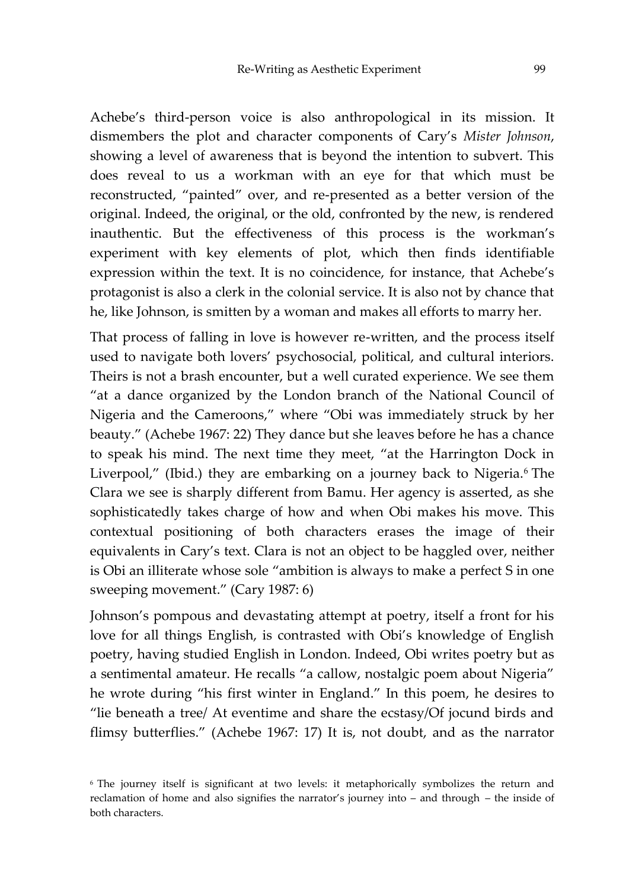Achebe's third-person voice is also anthropological in its mission. It dismembers the plot and character components of Cary's *Mister Johnson*, showing a level of awareness that is beyond the intention to subvert. This does reveal to us a workman with an eye for that which must be reconstructed, "painted" over, and re-presented as a better version of the original. Indeed, the original, or the old, confronted by the new, is rendered inauthentic. But the effectiveness of this process is the workman's experiment with key elements of plot, which then finds identifiable expression within the text. It is no coincidence, for instance, that Achebe's protagonist is also a clerk in the colonial service. It is also not by chance that he, like Johnson, is smitten by a woman and makes all efforts to marry her.

That process of falling in love is however re-written, and the process itself used to navigate both lovers' psychosocial, political, and cultural interiors. Theirs is not a brash encounter, but a well curated experience. We see them "at a dance organized by the London branch of the National Council of Nigeria and the Cameroons," where "Obi was immediately struck by her beauty." (Achebe 1967: 22) They dance but she leaves before he has a chance to speak his mind. The next time they meet, "at the Harrington Dock in Liverpool," (Ibid.) they are embarking on a journey back to Nigeria.[6] The Clara we see is sharply different from Bamu. Her agency is asserted, as she sophisticatedly takes charge of how and when Obi makes his move. This contextual positioning of both characters erases the image of their equivalents in Cary's text. Clara is not an object to be haggled over, neither is Obi an illiterate whose sole "ambition is always to make a perfect S in one sweeping movement." (Cary 1987: 6)

Johnson's pompous and devastating attempt at poetry, itself a front for his love for all things English, is contrasted with Obi's knowledge of English poetry, having studied English in London. Indeed, Obi writes poetry but as a sentimental amateur. He recalls "a callow, nostalgic poem about Nigeria" he wrote during "his first winter in England." In this poem, he desires to "lie beneath a tree/ At eventime and share the ecstasy/Of jocund birds and flimsy butterflies." (Achebe 1967: 17) It is, not doubt, and as the narrator

[6] The journey itself is significant at two levels: it metaphorically symbolizes the return and reclamation of home and also signifies the narrator's journey into – and through – the inside of both characters.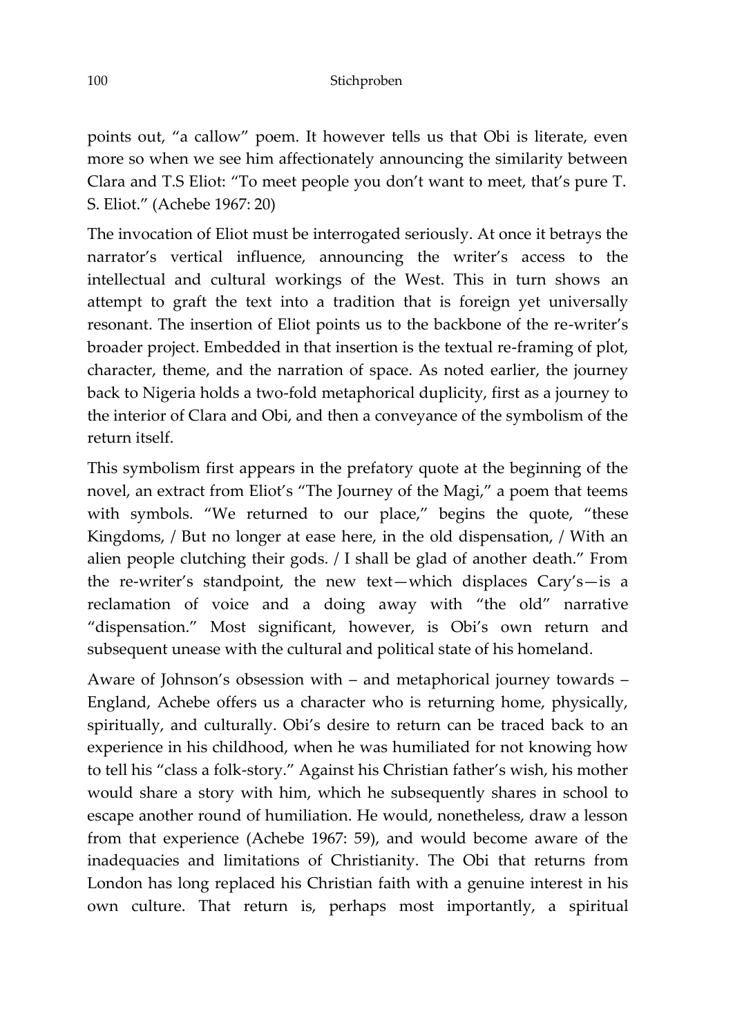points out, "a callow" poem. It however tells us that Obi is literate, even more so when we see him affectionately announcing the similarity between Clara and T.S Eliot: "To meet people you don't want to meet, that's pure T. S. Eliot." (Achebe 1967: 20)

The invocation of Eliot must be interrogated seriously. At once it betrays the narrator's vertical influence, announcing the writer's access to the intellectual and cultural workings of the West. This in turn shows an attempt to graft the text into a tradition that is foreign yet universally resonant. The insertion of Eliot points us to the backbone of the re-writer's broader project. Embedded in that insertion is the textual re-framing of plot, character, theme, and the narration of space. As noted earlier, the journey back to Nigeria holds a two-fold metaphorical duplicity, first as a journey to the interior of Clara and Obi, and then a conveyance of the symbolism of the return itself.

This symbolism first appears in the prefatory quote at the beginning of the novel, an extract from Eliot's "The Journey of the Magi," a poem that teems with symbols. "We returned to our place," begins the quote, "these Kingdoms, / But no longer at ease here, in the old dispensation, / With an alien people clutching their gods. / I shall be glad of another death." From the re-writer's standpoint, the new text—which displaces Cary's—is a reclamation of voice and a doing away with "the old" narrative "dispensation." Most significant, however, is Obi's own return and subsequent unease with the cultural and political state of his homeland.

Aware of Johnson's obsession with – and metaphorical journey towards – England, Achebe offers us a character who is returning home, physically, spiritually, and culturally. Obi's desire to return can be traced back to an experience in his childhood, when he was humiliated for not knowing how to tell his "class a folk-story." Against his Christian father's wish, his mother would share a story with him, which he subsequently shares in school to escape another round of humiliation. He would, nonetheless, draw a lesson from that experience (Achebe 1967: 59), and would become aware of the inadequacies and limitations of Christianity. The Obi that returns from London has long replaced his Christian faith with a genuine interest in his own culture. That return is, perhaps most importantly, a spiritual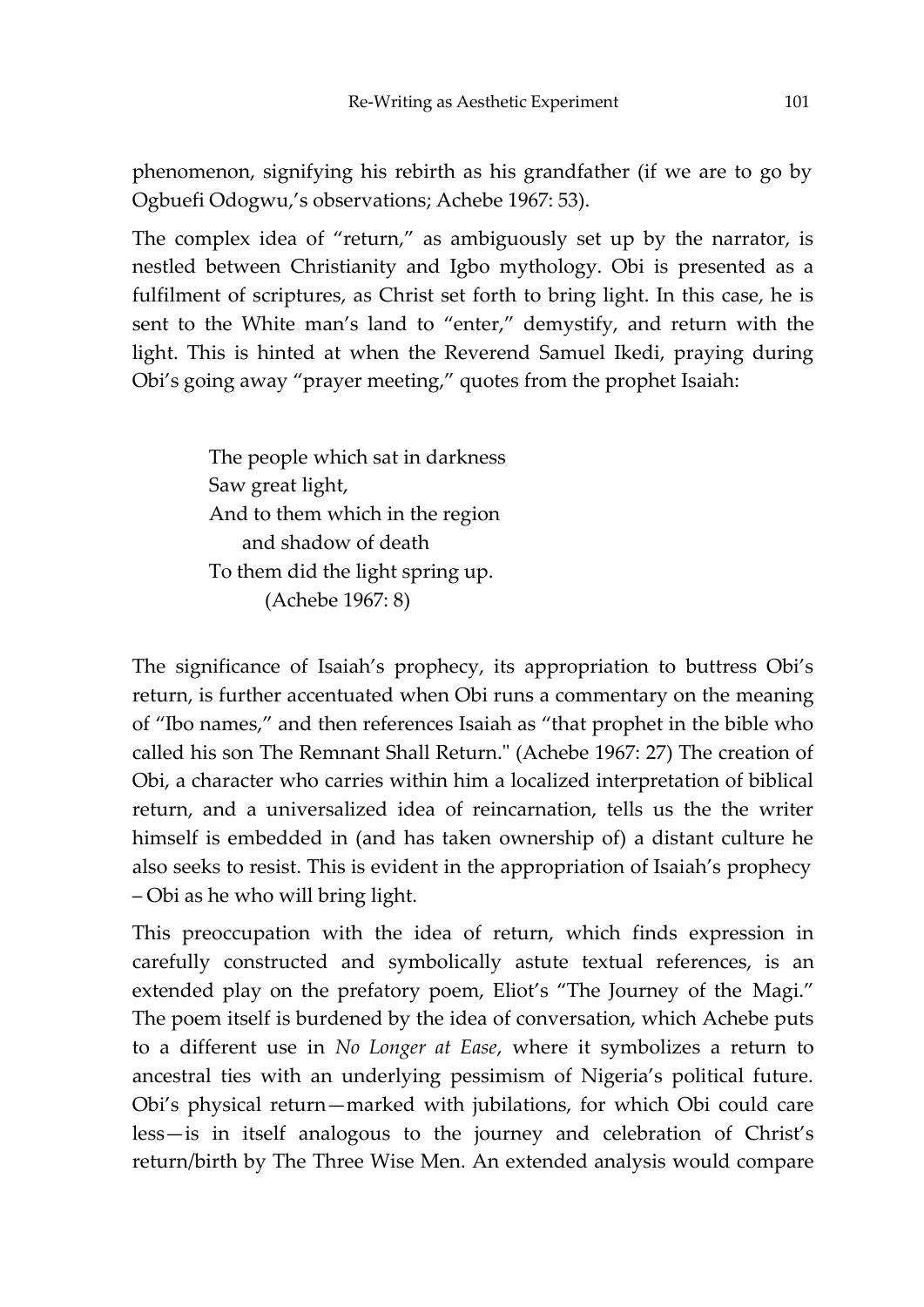phenomenon, signifying his rebirth as his grandfather (if we are to go by Ogbuefi Odogwu,'s observations; Achebe 1967: 53).

The complex idea of "return," as ambiguously set up by the narrator, is nestled between Christianity and Igbo mythology. Obi is presented as a fulfilment of scriptures, as Christ set forth to bring light. In this case, he is sent to the White man's land to "enter," demystify, and return with the light. This is hinted at when the Reverend Samuel Ikedi, praying during Obi's going away "prayer meeting," quotes from the prophet Isaiah:

> The people which sat in darkness
> Saw great light,
> And to them which in the region
>     and shadow of death
> To them did the light spring up.
>       (Achebe 1967: 8)

The significance of Isaiah's prophecy, its appropriation to buttress Obi's return, is further accentuated when Obi runs a commentary on the meaning of "Ibo names," and then references Isaiah as "that prophet in the bible who called his son The Remnant Shall Return." (Achebe 1967: 27) The creation of Obi, a character who carries within him a localized interpretation of biblical return, and a universalized idea of reincarnation, tells us the the writer himself is embedded in (and has taken ownership of) a distant culture he also seeks to resist. This is evident in the appropriation of Isaiah's prophecy – Obi as he who will bring light.

This preoccupation with the idea of return, which finds expression in carefully constructed and symbolically astute textual references, is an extended play on the prefatory poem, Eliot's "The Journey of the Magi." The poem itself is burdened by the idea of conversation, which Achebe puts to a different use in *No Longer at Ease*, where it symbolizes a return to ancestral ties with an underlying pessimism of Nigeria's political future. Obi's physical return—marked with jubilations, for which Obi could care less—is in itself analogous to the journey and celebration of Christ's return/birth by The Three Wise Men. An extended analysis would compare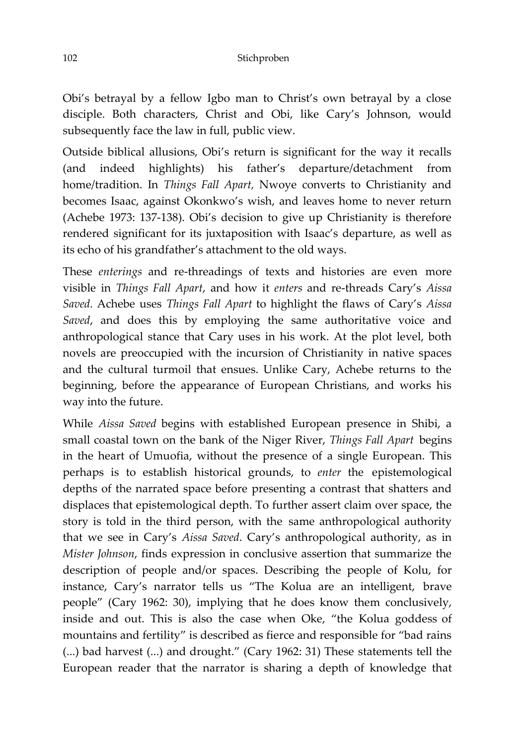Obi's betrayal by a fellow Igbo man to Christ's own betrayal by a close disciple. Both characters, Christ and Obi, like Cary's Johnson, would subsequently face the law in full, public view.

Outside biblical allusions, Obi's return is significant for the way it recalls (and indeed highlights) his father's departure/detachment from home/tradition. In *Things Fall Apart,* Nwoye converts to Christianity and becomes Isaac, against Okonkwo's wish, and leaves home to never return (Achebe 1973: 137-138). Obi's decision to give up Christianity is therefore rendered significant for its juxtaposition with Isaac's departure, as well as its echo of his grandfather's attachment to the old ways.

These *enterings* and re-threadings of texts and histories are even more visible in *Things Fall Apart*, and how it *enters* and re-threads Cary's *Aissa Saved*. Achebe uses *Things Fall Apart* to highlight the flaws of Cary's *Aissa Saved*, and does this by employing the same authoritative voice and anthropological stance that Cary uses in his work. At the plot level, both novels are preoccupied with the incursion of Christianity in native spaces and the cultural turmoil that ensues. Unlike Cary, Achebe returns to the beginning, before the appearance of European Christians, and works his way into the future.

While *Aissa Saved* begins with established European presence in Shibi, a small coastal town on the bank of the Niger River, *Things Fall Apart* begins in the heart of Umuofia, without the presence of a single European. This perhaps is to establish historical grounds, to *enter* the epistemological depths of the narrated space before presenting a contrast that shatters and displaces that epistemological depth. To further assert claim over space, the story is told in the third person, with the same anthropological authority that we see in Cary's *Aissa Saved*. Cary's anthropological authority, as in *Mister Johnson*, finds expression in conclusive assertion that summarize the description of people and/or spaces. Describing the people of Kolu, for instance, Cary's narrator tells us "The Kolua are an intelligent, brave people" (Cary 1962: 30), implying that he does know them conclusively, inside and out. This is also the case when Oke, "the Kolua goddess of mountains and fertility" is described as fierce and responsible for "bad rains (...) bad harvest (...) and drought." (Cary 1962: 31) These statements tell the European reader that the narrator is sharing a depth of knowledge that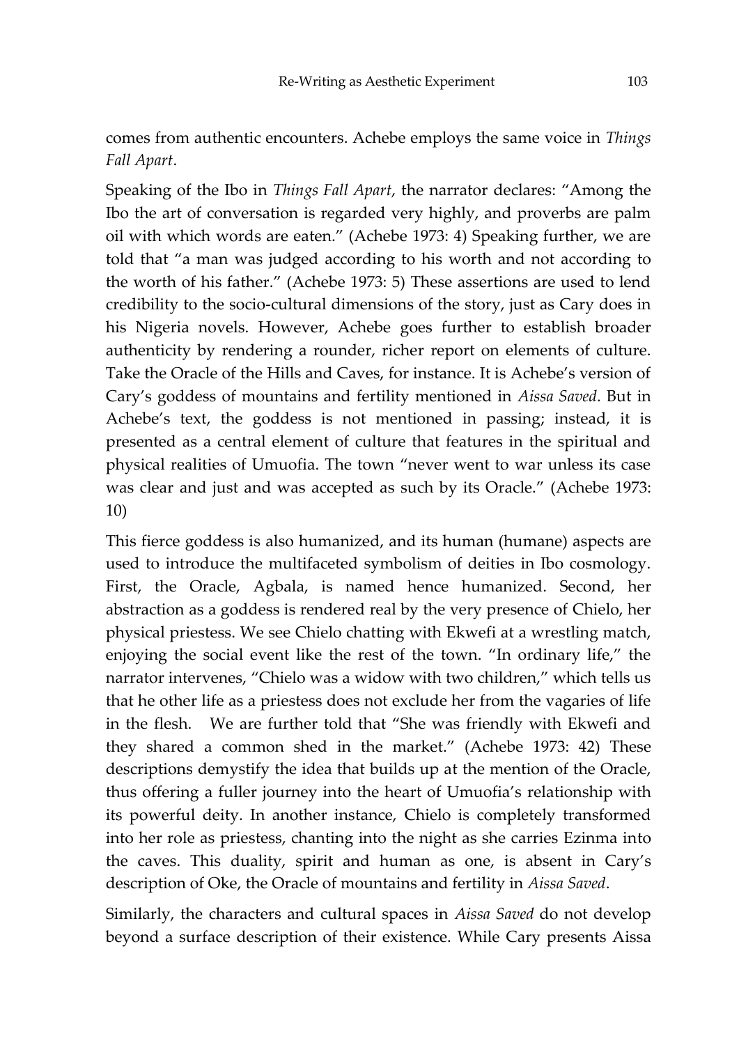comes from authentic encounters. Achebe employs the same voice in *Things Fall Apart*.

Speaking of the Ibo in *Things Fall Apart*, the narrator declares: "Among the Ibo the art of conversation is regarded very highly, and proverbs are palm oil with which words are eaten." (Achebe 1973: 4) Speaking further, we are told that "a man was judged according to his worth and not according to the worth of his father." (Achebe 1973: 5) These assertions are used to lend credibility to the socio-cultural dimensions of the story, just as Cary does in his Nigeria novels. However, Achebe goes further to establish broader authenticity by rendering a rounder, richer report on elements of culture. Take the Oracle of the Hills and Caves, for instance. It is Achebe's version of Cary's goddess of mountains and fertility mentioned in *Aissa Saved*. But in Achebe's text, the goddess is not mentioned in passing; instead, it is presented as a central element of culture that features in the spiritual and physical realities of Umuofia. The town "never went to war unless its case was clear and just and was accepted as such by its Oracle." (Achebe 1973: 10)

This fierce goddess is also humanized, and its human (humane) aspects are used to introduce the multifaceted symbolism of deities in Ibo cosmology. First, the Oracle, Agbala, is named hence humanized. Second, her abstraction as a goddess is rendered real by the very presence of Chielo, her physical priestess. We see Chielo chatting with Ekwefi at a wrestling match, enjoying the social event like the rest of the town. "In ordinary life," the narrator intervenes, "Chielo was a widow with two children," which tells us that he other life as a priestess does not exclude her from the vagaries of life in the flesh. We are further told that "She was friendly with Ekwefi and they shared a common shed in the market." (Achebe 1973: 42) These descriptions demystify the idea that builds up at the mention of the Oracle, thus offering a fuller journey into the heart of Umuofia's relationship with its powerful deity. In another instance, Chielo is completely transformed into her role as priestess, chanting into the night as she carries Ezinma into the caves. This duality, spirit and human as one, is absent in Cary's description of Oke, the Oracle of mountains and fertility in *Aissa Saved*.

Similarly, the characters and cultural spaces in *Aissa Saved* do not develop beyond a surface description of their existence. While Cary presents Aissa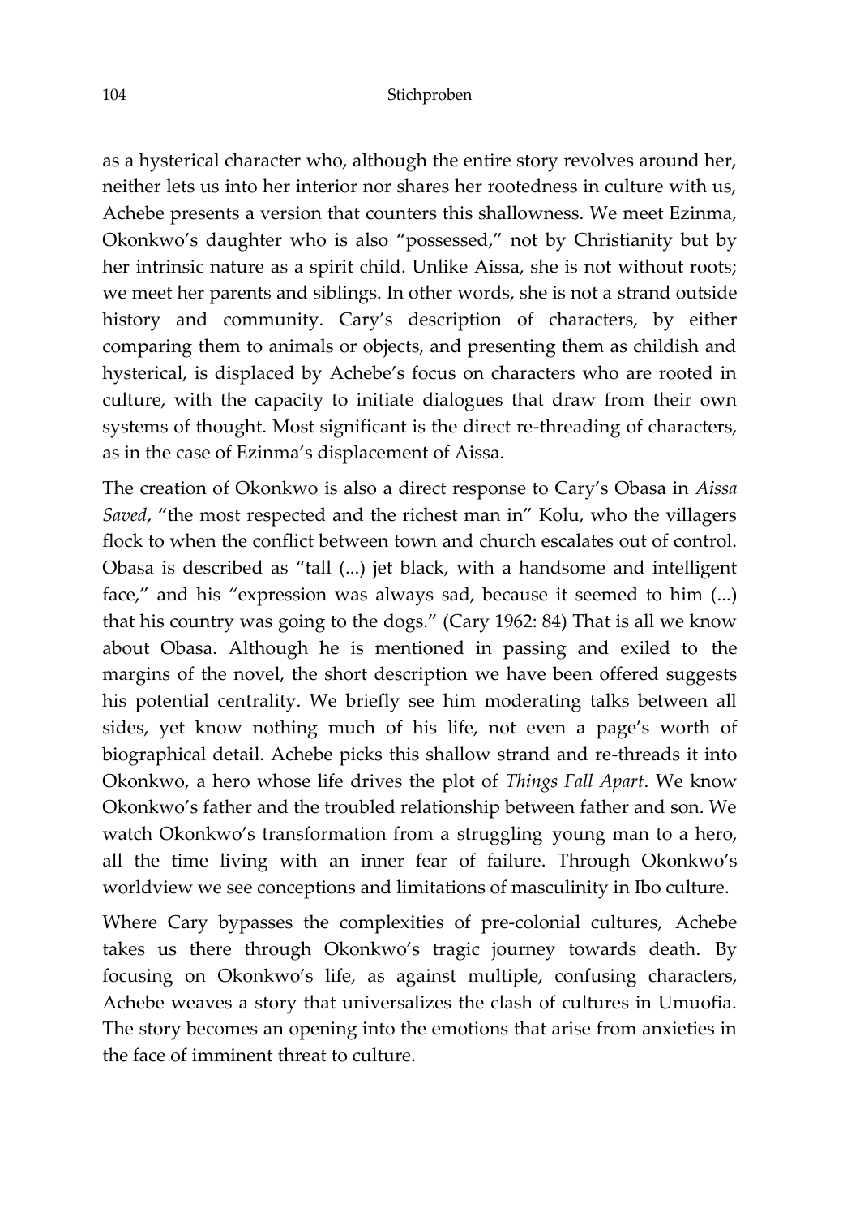as a hysterical character who, although the entire story revolves around her, neither lets us into her interior nor shares her rootedness in culture with us, Achebe presents a version that counters this shallowness. We meet Ezinma, Okonkwo's daughter who is also "possessed," not by Christianity but by her intrinsic nature as a spirit child. Unlike Aissa, she is not without roots; we meet her parents and siblings. In other words, she is not a strand outside history and community. Cary's description of characters, by either comparing them to animals or objects, and presenting them as childish and hysterical, is displaced by Achebe's focus on characters who are rooted in culture, with the capacity to initiate dialogues that draw from their own systems of thought. Most significant is the direct re-threading of characters, as in the case of Ezinma's displacement of Aissa.

The creation of Okonkwo is also a direct response to Cary's Obasa in *Aissa Saved*, "the most respected and the richest man in" Kolu, who the villagers flock to when the conflict between town and church escalates out of control. Obasa is described as "tall (...) jet black, with a handsome and intelligent face," and his "expression was always sad, because it seemed to him (...) that his country was going to the dogs." (Cary 1962: 84) That is all we know about Obasa. Although he is mentioned in passing and exiled to the margins of the novel, the short description we have been offered suggests his potential centrality. We briefly see him moderating talks between all sides, yet know nothing much of his life, not even a page's worth of biographical detail. Achebe picks this shallow strand and re-threads it into Okonkwo, a hero whose life drives the plot of *Things Fall Apart*. We know Okonkwo's father and the troubled relationship between father and son. We watch Okonkwo's transformation from a struggling young man to a hero, all the time living with an inner fear of failure. Through Okonkwo's worldview we see conceptions and limitations of masculinity in Ibo culture.

Where Cary bypasses the complexities of pre-colonial cultures, Achebe takes us there through Okonkwo's tragic journey towards death. By focusing on Okonkwo's life, as against multiple, confusing characters, Achebe weaves a story that universalizes the clash of cultures in Umuofia. The story becomes an opening into the emotions that arise from anxieties in the face of imminent threat to culture.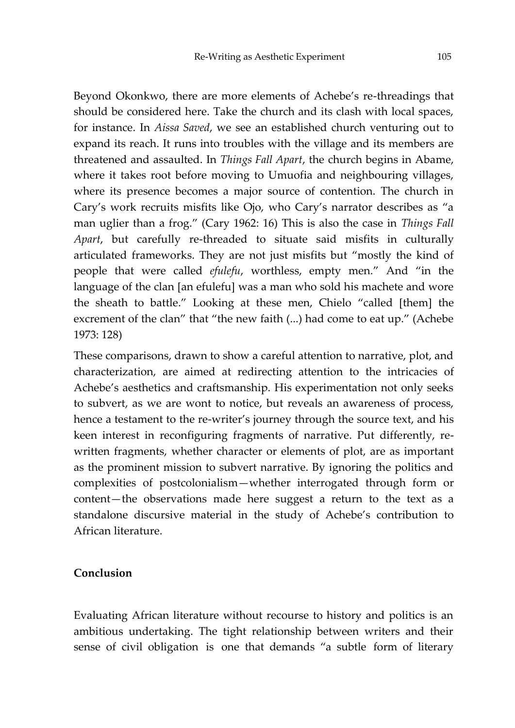Beyond Okonkwo, there are more elements of Achebe's re-threadings that should be considered here. Take the church and its clash with local spaces, for instance. In *Aissa Saved*, we see an established church venturing out to expand its reach. It runs into troubles with the village and its members are threatened and assaulted. In *Things Fall Apart*, the church begins in Abame, where it takes root before moving to Umuofia and neighbouring villages, where its presence becomes a major source of contention. The church in Cary's work recruits misfits like Ojo, who Cary's narrator describes as "a man uglier than a frog." (Cary 1962: 16) This is also the case in *Things Fall Apart*, but carefully re-threaded to situate said misfits in culturally articulated frameworks. They are not just misfits but "mostly the kind of people that were called *efulefu*, worthless, empty men." And "in the language of the clan [an efulefu] was a man who sold his machete and wore the sheath to battle." Looking at these men, Chielo "called [them] the excrement of the clan" that "the new faith (...) had come to eat up." (Achebe 1973: 128)

These comparisons, drawn to show a careful attention to narrative, plot, and characterization, are aimed at redirecting attention to the intricacies of Achebe's aesthetics and craftsmanship. His experimentation not only seeks to subvert, as we are wont to notice, but reveals an awareness of process, hence a testament to the re-writer's journey through the source text, and his keen interest in reconfiguring fragments of narrative. Put differently, re-written fragments, whether character or elements of plot, are as important as the prominent mission to subvert narrative. By ignoring the politics and complexities of postcolonialism—whether interrogated through form or content—the observations made here suggest a return to the text as a standalone discursive material in the study of Achebe's contribution to African literature.

## Conclusion

Evaluating African literature without recourse to history and politics is an ambitious undertaking. The tight relationship between writers and their sense of civil obligation is one that demands "a subtle form of literary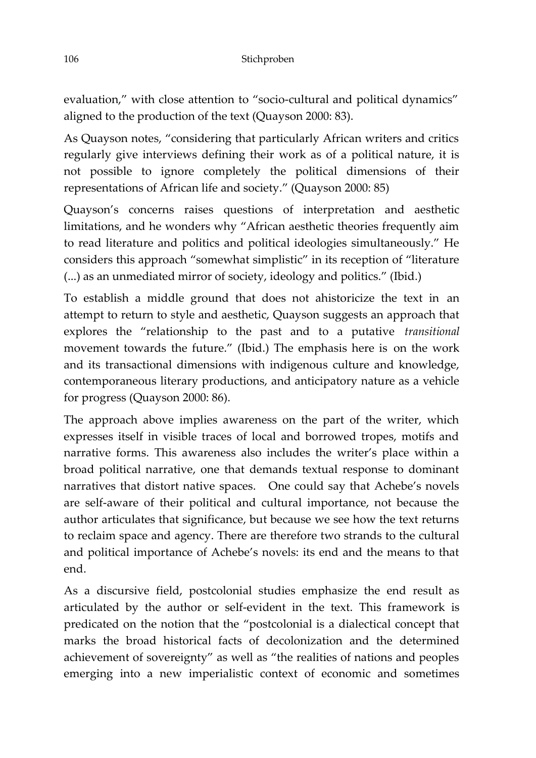evaluation," with close attention to "socio-cultural and political dynamics" aligned to the production of the text (Quayson 2000: 83).

As Quayson notes, "considering that particularly African writers and critics regularly give interviews defining their work as of a political nature, it is not possible to ignore completely the political dimensions of their representations of African life and society." (Quayson 2000: 85)

Quayson's concerns raises questions of interpretation and aesthetic limitations, and he wonders why "African aesthetic theories frequently aim to read literature and politics and political ideologies simultaneously." He considers this approach "somewhat simplistic" in its reception of "literature (...) as an unmediated mirror of society, ideology and politics." (Ibid.)

To establish a middle ground that does not ahistoricize the text in an attempt to return to style and aesthetic, Quayson suggests an approach that explores the "relationship to the past and to a putative *transitional* movement towards the future." (Ibid.) The emphasis here is on the work and its transactional dimensions with indigenous culture and knowledge, contemporaneous literary productions, and anticipatory nature as a vehicle for progress (Quayson 2000: 86).

The approach above implies awareness on the part of the writer, which expresses itself in visible traces of local and borrowed tropes, motifs and narrative forms. This awareness also includes the writer's place within a broad political narrative, one that demands textual response to dominant narratives that distort native spaces. One could say that Achebe's novels are self-aware of their political and cultural importance, not because the author articulates that significance, but because we see how the text returns to reclaim space and agency. There are therefore two strands to the cultural and political importance of Achebe's novels: its end and the means to that end.

As a discursive field, postcolonial studies emphasize the end result as articulated by the author or self-evident in the text. This framework is predicated on the notion that the "postcolonial is a dialectical concept that marks the broad historical facts of decolonization and the determined achievement of sovereignty" as well as "the realities of nations and peoples emerging into a new imperialistic context of economic and sometimes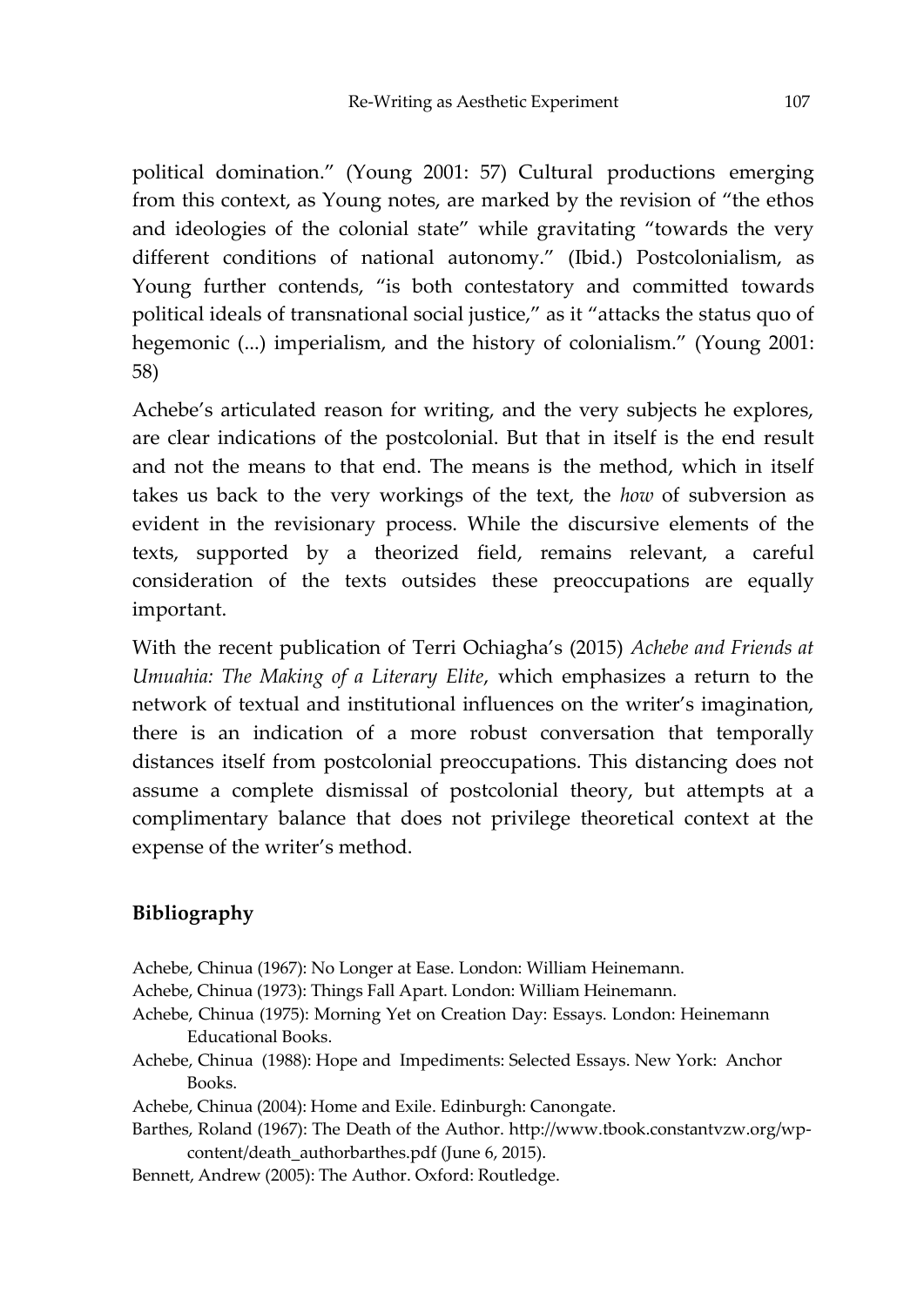political domination." (Young 2001: 57) Cultural productions emerging from this context, as Young notes, are marked by the revision of "the ethos and ideologies of the colonial state" while gravitating "towards the very different conditions of national autonomy." (Ibid.) Postcolonialism, as Young further contends, "is both contestatory and committed towards political ideals of transnational social justice," as it "attacks the status quo of hegemonic (...) imperialism, and the history of colonialism." (Young 2001: 58)

Achebe's articulated reason for writing, and the very subjects he explores, are clear indications of the postcolonial. But that in itself is the end result and not the means to that end. The means is the method, which in itself takes us back to the very workings of the text, the *how* of subversion as evident in the revisionary process. While the discursive elements of the texts, supported by a theorized field, remains relevant, a careful consideration of the texts outsides these preoccupations are equally important.

With the recent publication of Terri Ochiagha's (2015) *Achebe and Friends at Umuahia: The Making of a Literary Elite*, which emphasizes a return to the network of textual and institutional influences on the writer's imagination, there is an indication of a more robust conversation that temporally distances itself from postcolonial preoccupations. This distancing does not assume a complete dismissal of postcolonial theory, but attempts at a complimentary balance that does not privilege theoretical context at the expense of the writer's method.

## Bibliography

Achebe, Chinua (1967): No Longer at Ease. London: William Heinemann.

Achebe, Chinua (1973): Things Fall Apart. London: William Heinemann.

Achebe, Chinua (1975): Morning Yet on Creation Day: Essays. London: Heinemann Educational Books.

Achebe, Chinua (1988): Hope and Impediments: Selected Essays. New York: Anchor Books.

Achebe, Chinua (2004): Home and Exile. Edinburgh: Canongate.

Barthes, Roland (1967): The Death of the Author. http://www.tbook.constantvzw.org/wp-content/death_authorbarthes.pdf (June 6, 2015).

Bennett, Andrew (2005): The Author. Oxford: Routledge.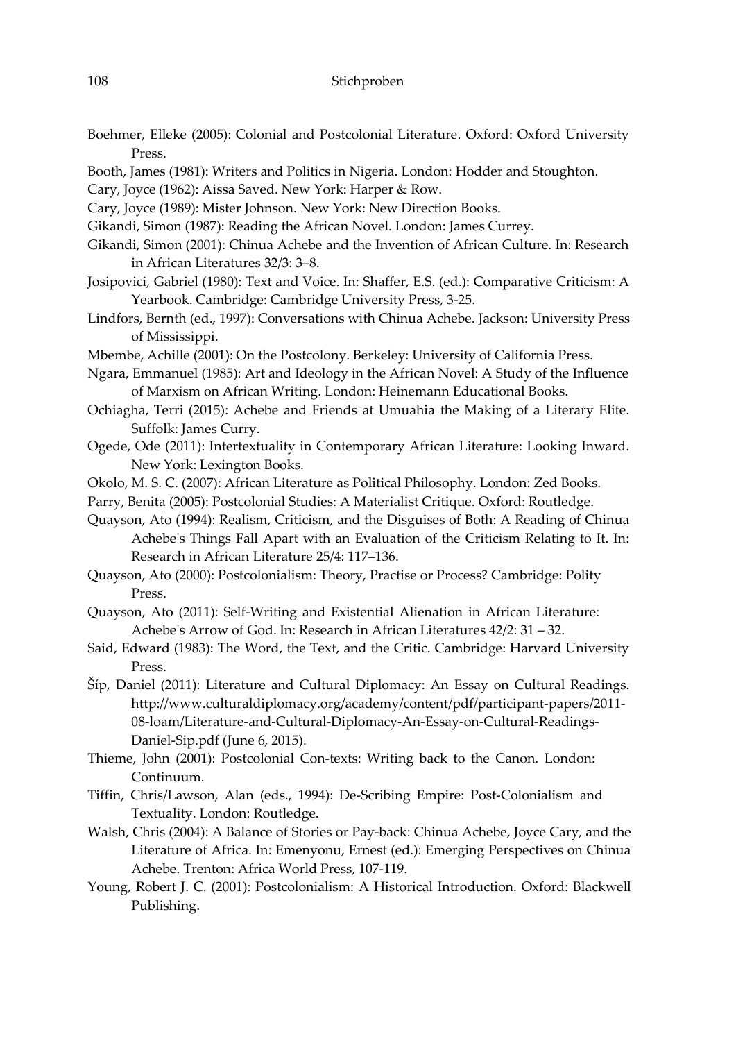Boehmer, Elleke (2005): Colonial and Postcolonial Literature. Oxford: Oxford University Press.

Booth, James (1981): Writers and Politics in Nigeria. London: Hodder and Stoughton.

Cary, Joyce (1962): Aissa Saved. New York: Harper & Row.

Cary, Joyce (1989): Mister Johnson. New York: New Direction Books.

Gikandi, Simon (1987): Reading the African Novel. London: James Currey.

Gikandi, Simon (2001): Chinua Achebe and the Invention of African Culture. In: Research in African Literatures 32/3: 3–8.

Josipovici, Gabriel (1980): Text and Voice. In: Shaffer, E.S. (ed.): Comparative Criticism: A Yearbook. Cambridge: Cambridge University Press, 3-25.

Lindfors, Bernth (ed., 1997): Conversations with Chinua Achebe. Jackson: University Press of Mississippi.

Mbembe, Achille (2001): On the Postcolony. Berkeley: University of California Press.

Ngara, Emmanuel (1985): Art and Ideology in the African Novel: A Study of the Influence of Marxism on African Writing. London: Heinemann Educational Books.

Ochiagha, Terri (2015): Achebe and Friends at Umuahia the Making of a Literary Elite. Suffolk: James Curry.

Ogede, Ode (2011): Intertextuality in Contemporary African Literature: Looking Inward. New York: Lexington Books.

Okolo, M. S. C. (2007): African Literature as Political Philosophy. London: Zed Books.

Parry, Benita (2005): Postcolonial Studies: A Materialist Critique. Oxford: Routledge.

Quayson, Ato (1994): Realism, Criticism, and the Disguises of Both: A Reading of Chinua Achebe's Things Fall Apart with an Evaluation of the Criticism Relating to It. In: Research in African Literature 25/4: 117–136.

Quayson, Ato (2000): Postcolonialism: Theory, Practise or Process? Cambridge: Polity Press.

Quayson, Ato (2011): Self-Writing and Existential Alienation in African Literature: Achebe's Arrow of God. In: Research in African Literatures 42/2: 31 – 32.

Said, Edward (1983): The Word, the Text, and the Critic. Cambridge: Harvard University Press.

Šíp, Daniel (2011): Literature and Cultural Diplomacy: An Essay on Cultural Readings. http://www.culturaldiplomacy.org/academy/content/pdf/participant-papers/2011-08-loam/Literature-and-Cultural-Diplomacy-An-Essay-on-Cultural-Readings-Daniel-Sip.pdf (June 6, 2015).

Thieme, John (2001): Postcolonial Con-texts: Writing back to the Canon. London: Continuum.

Tiffin, Chris/Lawson, Alan (eds., 1994): De-Scribing Empire: Post-Colonialism and Textuality. London: Routledge.

Walsh, Chris (2004): A Balance of Stories or Pay-back: Chinua Achebe, Joyce Cary, and the Literature of Africa. In: Emenyonu, Ernest (ed.): Emerging Perspectives on Chinua Achebe. Trenton: Africa World Press, 107-119.

Young, Robert J. C. (2001): Postcolonialism: A Historical Introduction. Oxford: Blackwell Publishing.